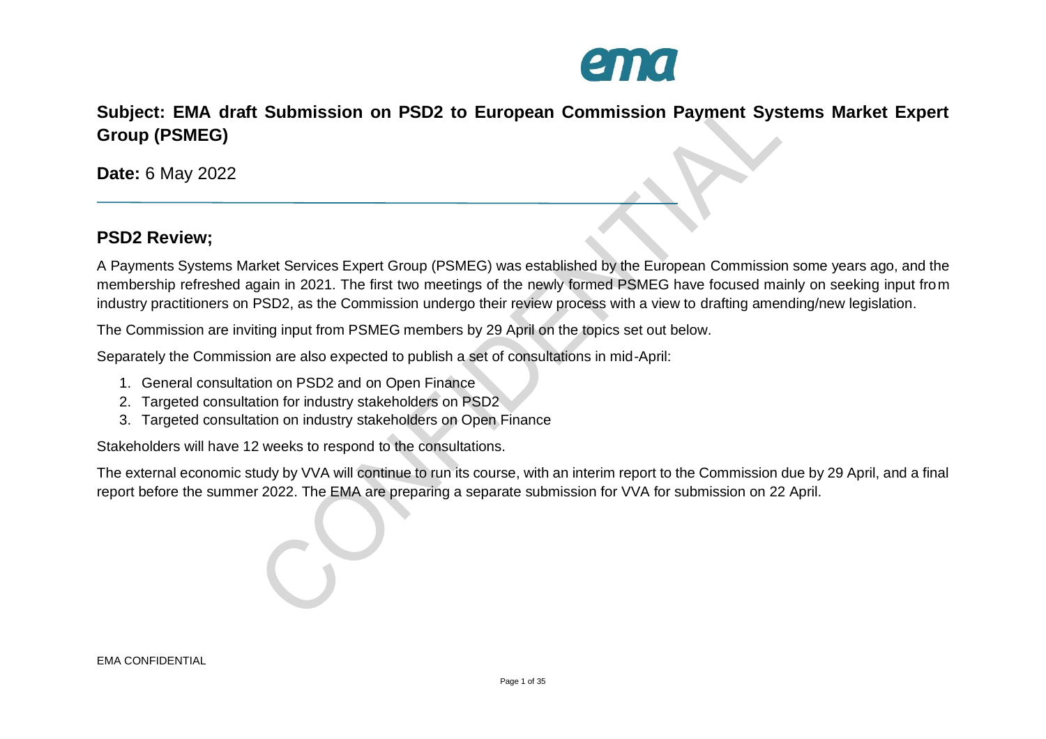**Subject: EMA draft Submission on PSD2 to European Commission Payment Systems Market Expert Group (PSMEG)**

**Date:** 6 May 2022

## PSD2 Review;

A Payments Systems Market Services Expert Group (PSMEG) was established by the European Commission some years ago, and the membership refreshed again in 2021. The first two meetings of the newly formed PSMEG have focused mainly on seeking input from industry practitioners on PSD2, as the Commission undergo their review process with a view to drafting amending/new legislation.

The Commission are inviting input from PSMEG members by 29 April on the topics set out below.

Separately the Commission are also expected to publish a set of consultations in mid-April:

1. General consultation on PSD2 and on Open Finance
2. Targeted consultation for industry stakeholders on PSD2
3. Targeted consultation on industry stakeholders on Open Finance

Stakeholders will have 12 weeks to respond to the consultations.

The external economic study by VVA will continue to run its course, with an interim report to the Commission due by 29 April, and a final report before the summer 2022. The EMA are preparing a separate submission for VVA for submission on 22 April.

EMA CONFIDENTIAL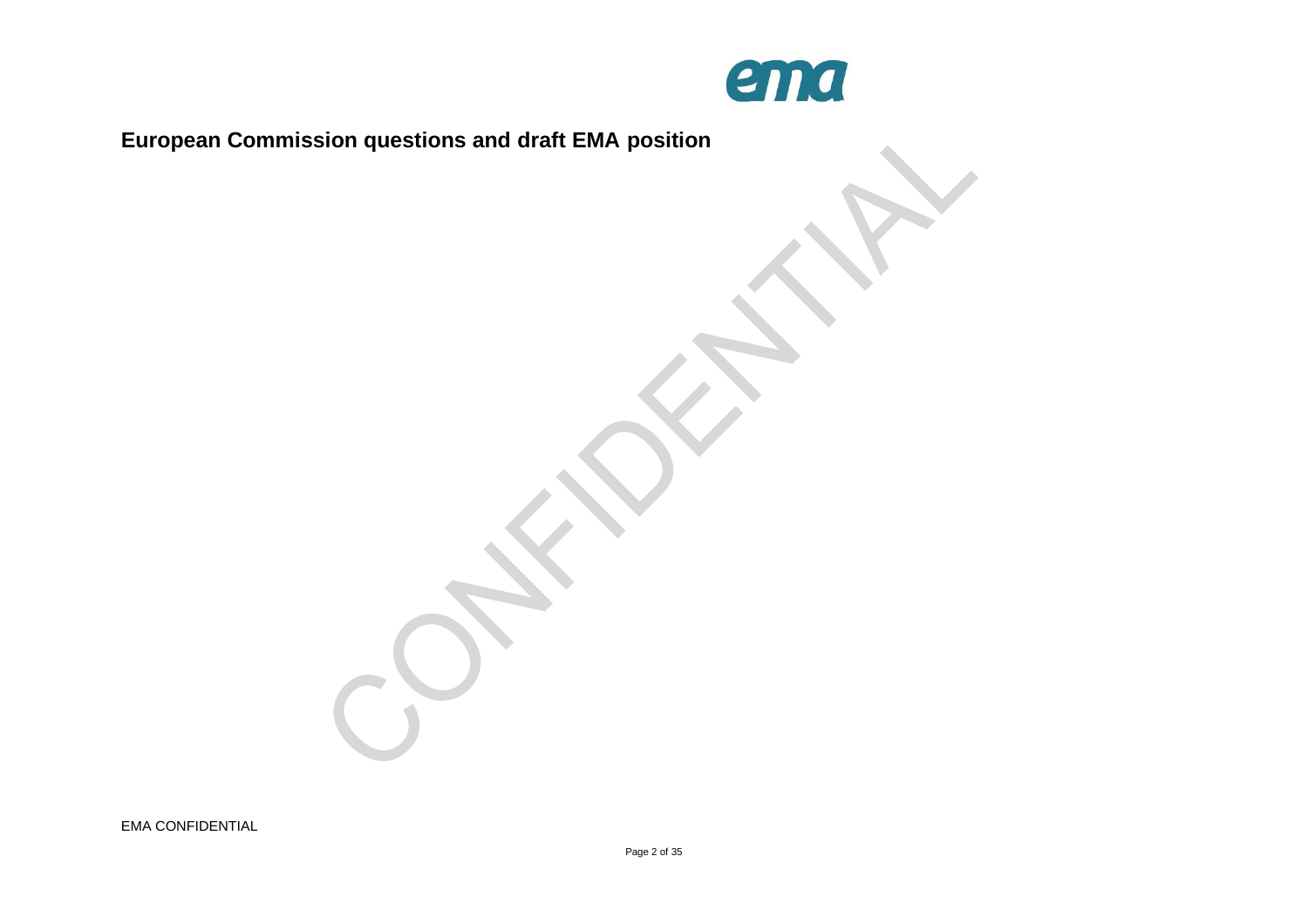# European Commission questions and draft EMA position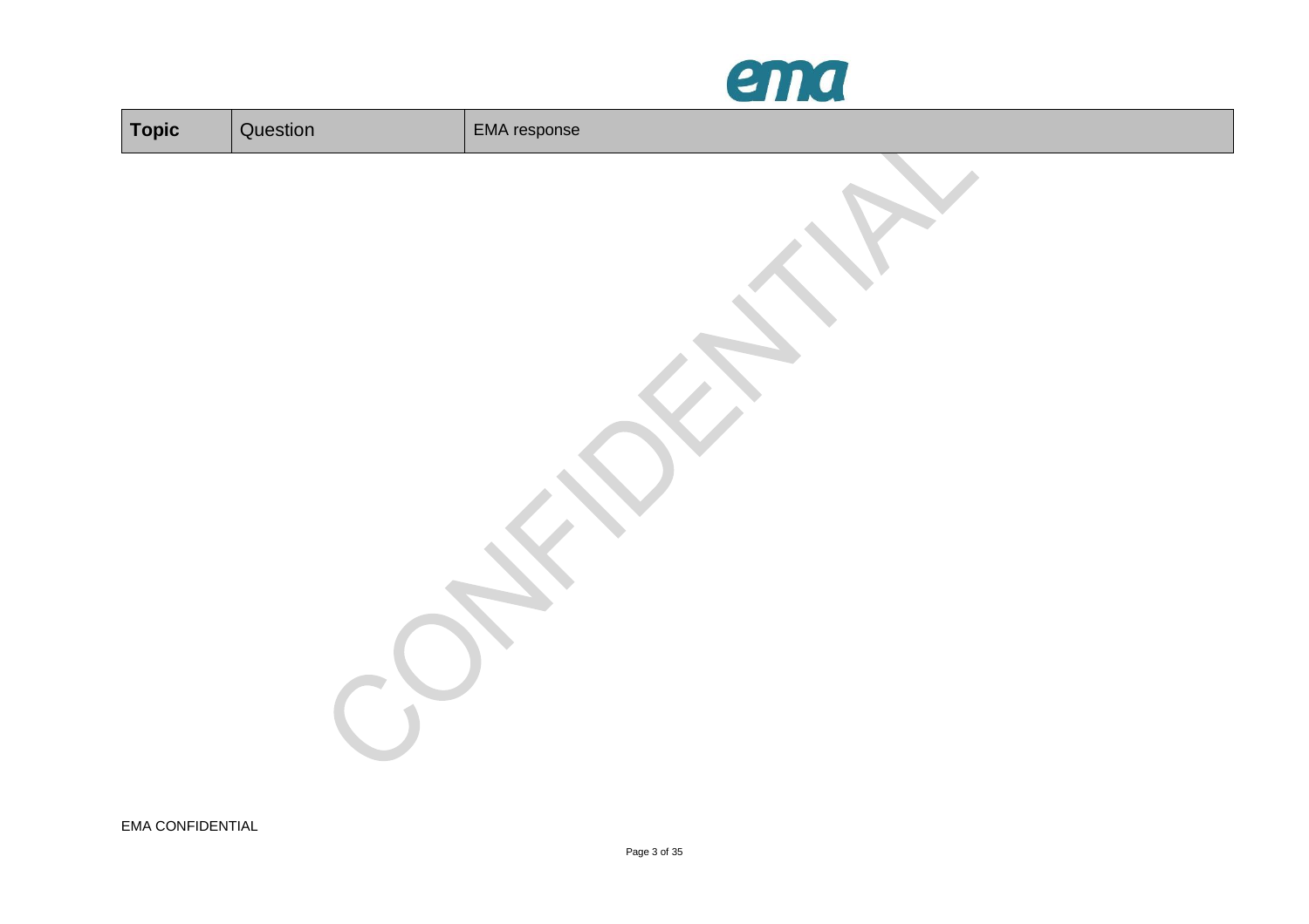| **Topic** | Question | EMA response |
| --- | --- | --- |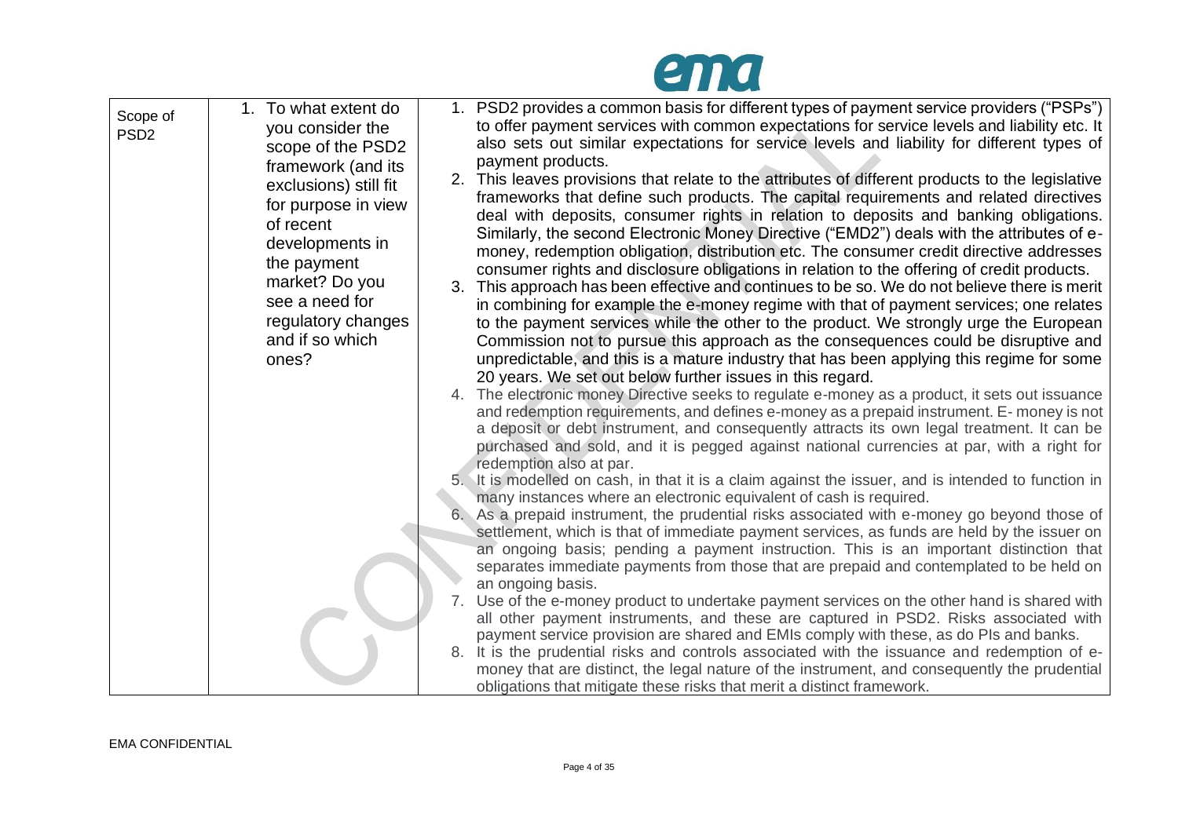| Scope of PSD2 | 1. To what extent do you consider the scope of the PSD2 framework (and its exclusions) still fit for purpose in view of recent developments in the payment market? Do you see a need for regulatory changes and if so which ones? | 1. PSD2 provides a common basis for different types of payment service providers ("PSPs") to offer payment services with common expectations for service levels and liability etc. It also sets out similar expectations for service levels and liability for different types of payment products.<br>2. This leaves provisions that relate to the attributes of different products to the legislative frameworks that define such products. The capital requirements and related directives deal with deposits, consumer rights in relation to deposits and banking obligations. Similarly, the second Electronic Money Directive ("EMD2") deals with the attributes of e-money, redemption obligation, distribution etc. The consumer credit directive addresses consumer rights and disclosure obligations in relation to the offering of credit products.<br>3. This approach has been effective and continues to be so. We do not believe there is merit in combining for example the e-money regime with that of payment services; one relates to the payment services while the other to the product. We strongly urge the European Commission not to pursue this approach as the consequences could be disruptive and unpredictable, and this is a mature industry that has been applying this regime for some 20 years. We set out below further issues in this regard.<br>4. The electronic money Directive seeks to regulate e-money as a product, it sets out issuance and redemption requirements, and defines e-money as a prepaid instrument. E- money is not a deposit or debt instrument, and consequently attracts its own legal treatment. It can be purchased and sold, and it is pegged against national currencies at par, with a right for redemption also at par.<br>5. It is modelled on cash, in that it is a claim against the issuer, and is intended to function in many instances where an electronic equivalent of cash is required.<br>6. As a prepaid instrument, the prudential risks associated with e-money go beyond those of settlement, which is that of immediate payment services, as funds are held by the issuer on an ongoing basis; pending a payment instruction. This is an important distinction that separates immediate payments from those that are prepaid and contemplated to be held on an ongoing basis.<br>7. Use of the e-money product to undertake payment services on the other hand is shared with all other payment instruments, and these are captured in PSD2. Risks associated with payment service provision are shared and EMIs comply with these, as do PIs and banks.<br>8. It is the prudential risks and controls associated with the issuance and redemption of e-money that are distinct, the legal nature of the instrument, and consequently the prudential obligations that mitigate these risks that merit a distinct framework. |
|---|---|---|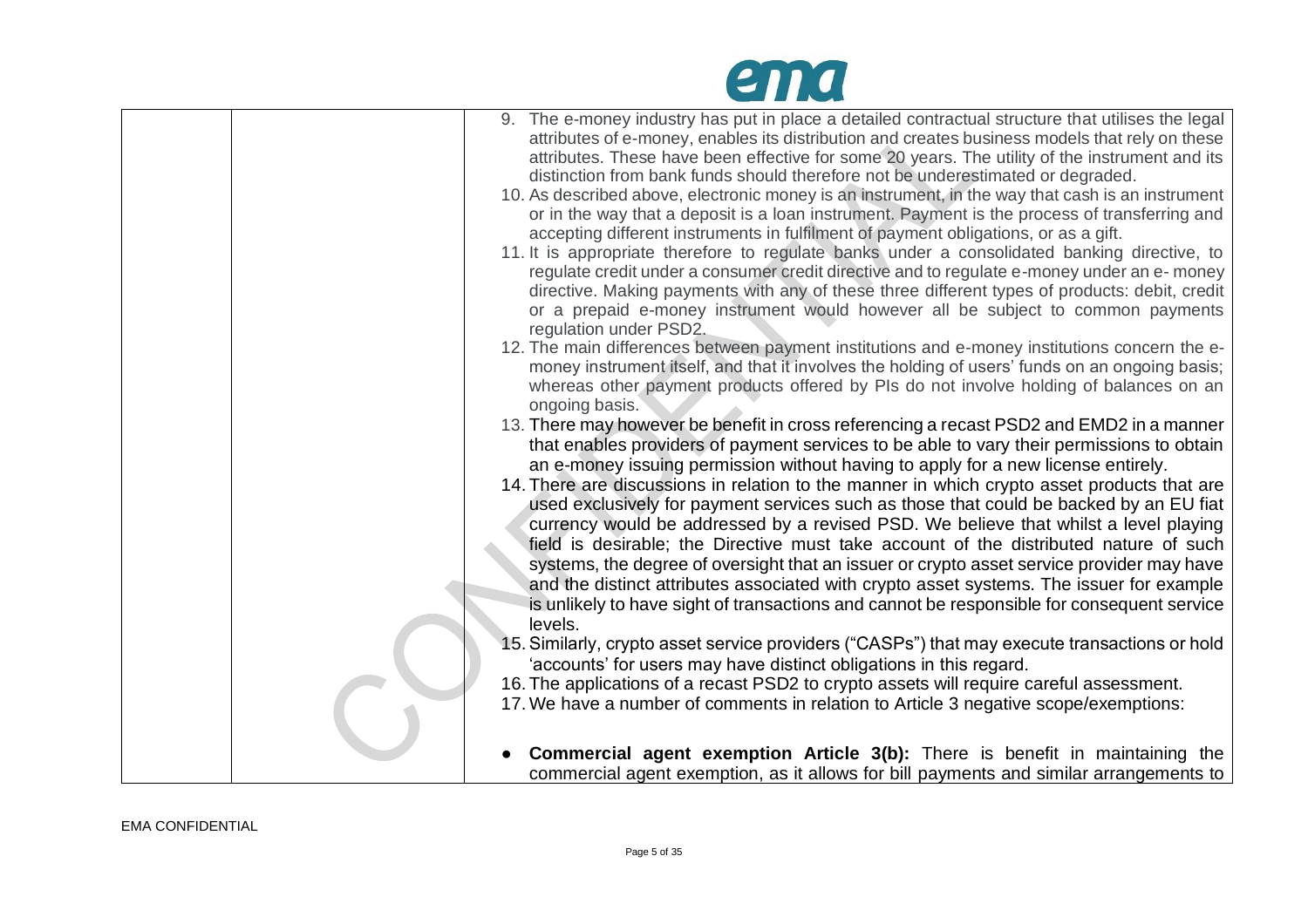| | | 9. The e-money industry has put in place a detailed contractual structure that utilises the legal attributes of e-money, enables its distribution and creates business models that rely on these attributes. These have been effective for some 20 years. The utility of the instrument and its distinction from bank funds should therefore not be underestimated or degraded.<br>10. As described above, electronic money is an instrument, in the way that cash is an instrument or in the way that a deposit is a loan instrument. Payment is the process of transferring and accepting different instruments in fulfilment of payment obligations, or as a gift.<br>11. It is appropriate therefore to regulate banks under a consolidated banking directive, to regulate credit under a consumer credit directive and to regulate e-money under an e- money directive. Making payments with any of these three different types of products: debit, credit or a prepaid e-money instrument would however all be subject to common payments regulation under PSD2.<br>12. The main differences between payment institutions and e-money institutions concern the e-money instrument itself, and that it involves the holding of users' funds on an ongoing basis; whereas other payment products offered by PIs do not involve holding of balances on an ongoing basis.<br>13. There may however be benefit in cross referencing a recast PSD2 and EMD2 in a manner that enables providers of payment services to be able to vary their permissions to obtain an e-money issuing permission without having to apply for a new license entirely.<br>14. There are discussions in relation to the manner in which crypto asset products that are used exclusively for payment services such as those that could be backed by an EU fiat currency would be addressed by a revised PSD. We believe that whilst a level playing field is desirable; the Directive must take account of the distributed nature of such systems, the degree of oversight that an issuer or crypto asset service provider may have and the distinct attributes associated with crypto asset systems. The issuer for example is unlikely to have sight of transactions and cannot be responsible for consequent service levels.<br>15. Similarly, crypto asset service providers ("CASPs") that may execute transactions or hold 'accounts' for users may have distinct obligations in this regard.<br>16. The applications of a recast PSD2 to crypto assets will require careful assessment.<br>17. We have a number of comments in relation to Article 3 negative scope/exemptions:<br><br>● **Commercial agent exemption Article 3(b):** There is benefit in maintaining the commercial agent exemption, as it allows for bill payments and similar arrangements to |
|---|---|---|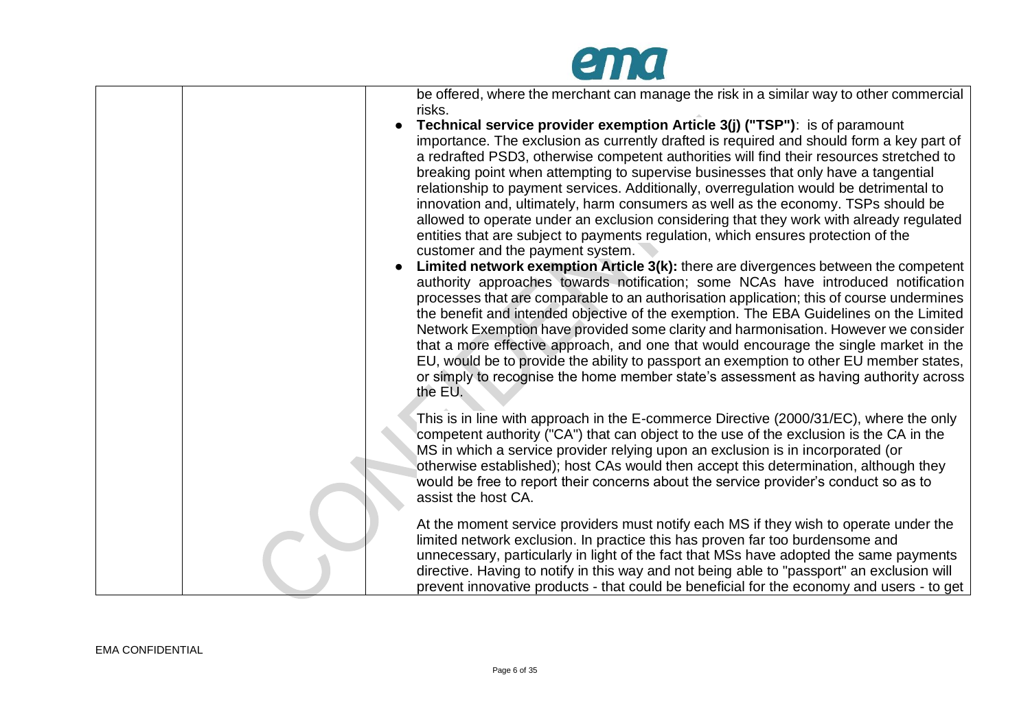| | | be offered, where the merchant can manage the risk in a similar way to other commercial risks.<br>• **Technical service provider exemption Article 3(j) ("TSP")**: is of paramount importance. The exclusion as currently drafted is required and should form a key part of a redrafted PSD3, otherwise competent authorities will find their resources stretched to breaking point when attempting to supervise businesses that only have a tangential relationship to payment services. Additionally, overregulation would be detrimental to innovation and, ultimately, harm consumers as well as the economy. TSPs should be allowed to operate under an exclusion considering that they work with already regulated entities that are subject to payments regulation, which ensures protection of the customer and the payment system.<br>• **Limited network exemption Article 3(k):** there are divergences between the competent authority approaches towards notification; some NCAs have introduced notification processes that are comparable to an authorisation application; this of course undermines the benefit and intended objective of the exemption. The EBA Guidelines on the Limited Network Exemption have provided some clarity and harmonisation. However we consider that a more effective approach, and one that would encourage the single market in the EU, would be to provide the ability to passport an exemption to other EU member states, or simply to recognise the home member state's assessment as having authority across the EU.<br><br>This is in line with approach in the E-commerce Directive (2000/31/EC), where the only competent authority ("CA") that can object to the use of the exclusion is the CA in the MS in which a service provider relying upon an exclusion is in incorporated (or otherwise established); host CAs would then accept this determination, although they would be free to report their concerns about the service provider's conduct so as to assist the host CA.<br><br>At the moment service providers must notify each MS if they wish to operate under the limited network exclusion. In practice this has proven far too burdensome and unnecessary, particularly in light of the fact that MSs have adopted the same payments directive. Having to notify in this way and not being able to "passport" an exclusion will prevent innovative products - that could be beneficial for the economy and users - to get |
|---|---|---|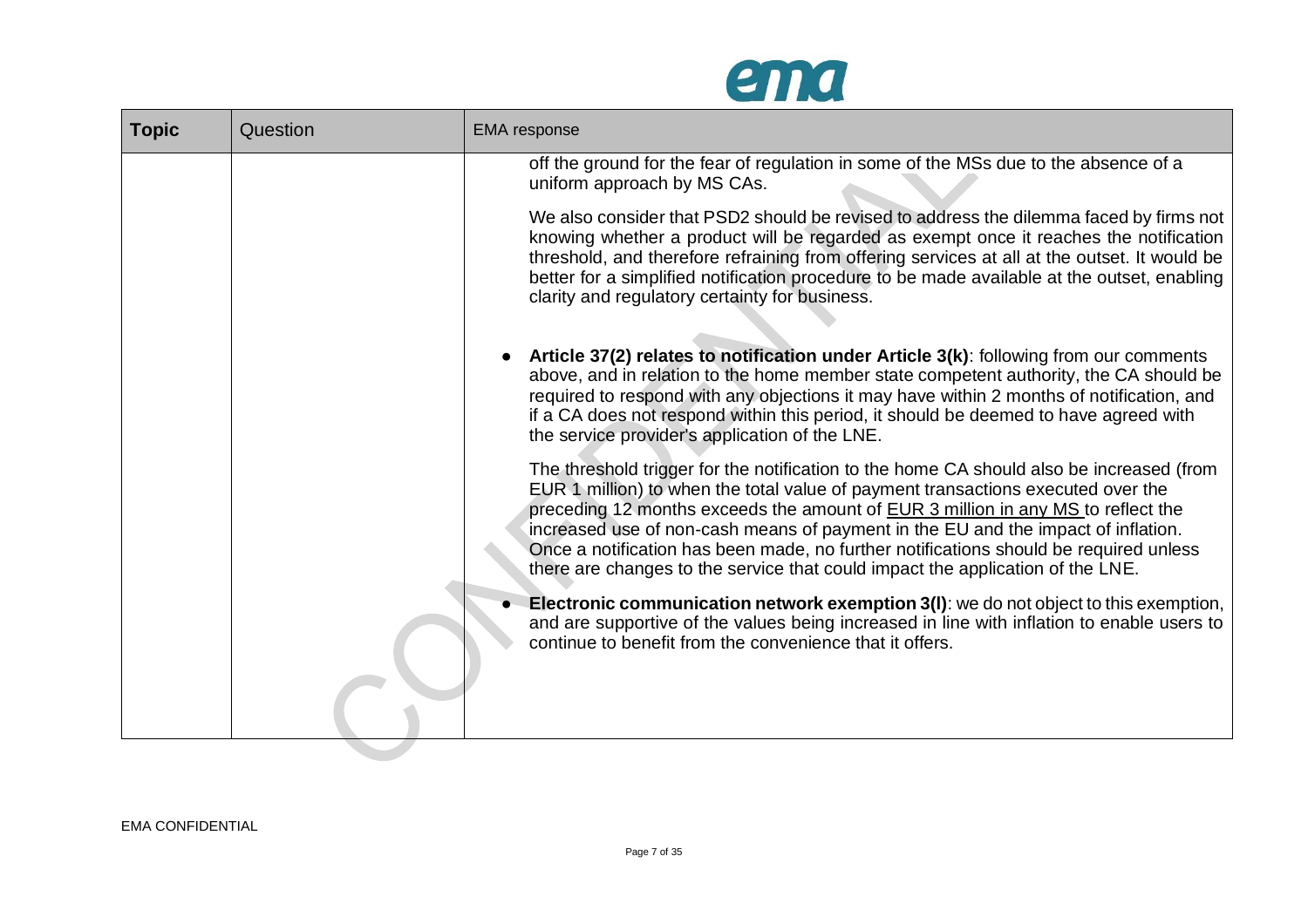| **Topic** | Question | EMA response |
|---|---|---|
| | | off the ground for the fear of regulation in some of the MSs due to the absence of a uniform approach by MS CAs.<br><br>We also consider that PSD2 should be revised to address the dilemma faced by firms not knowing whether a product will be regarded as exempt once it reaches the notification threshold, and therefore refraining from offering services at all at the outset. It would be better for a simplified notification procedure to be made available at the outset, enabling clarity and regulatory certainty for business.<br><br>● **Article 37(2) relates to notification under Article 3(k)**: following from our comments above, and in relation to the home member state competent authority, the CA should be required to respond with any objections it may have within 2 months of notification, and if a CA does not respond within this period, it should be deemed to have agreed with the service provider's application of the LNE.<br><br>The threshold trigger for the notification to the home CA should also be increased (from EUR 1 million) to when the total value of payment transactions executed over the preceding 12 months exceeds the amount of <u>EUR 3 million in any MS</u> to reflect the increased use of non-cash means of payment in the EU and the impact of inflation. Once a notification has been made, no further notifications should be required unless there are changes to the service that could impact the application of the LNE.<br><br>● **Electronic communication network exemption 3(l)**: we do not object to this exemption, and are supportive of the values being increased in line with inflation to enable users to continue to benefit from the convenience that it offers. |

EMA CONFIDENTIAL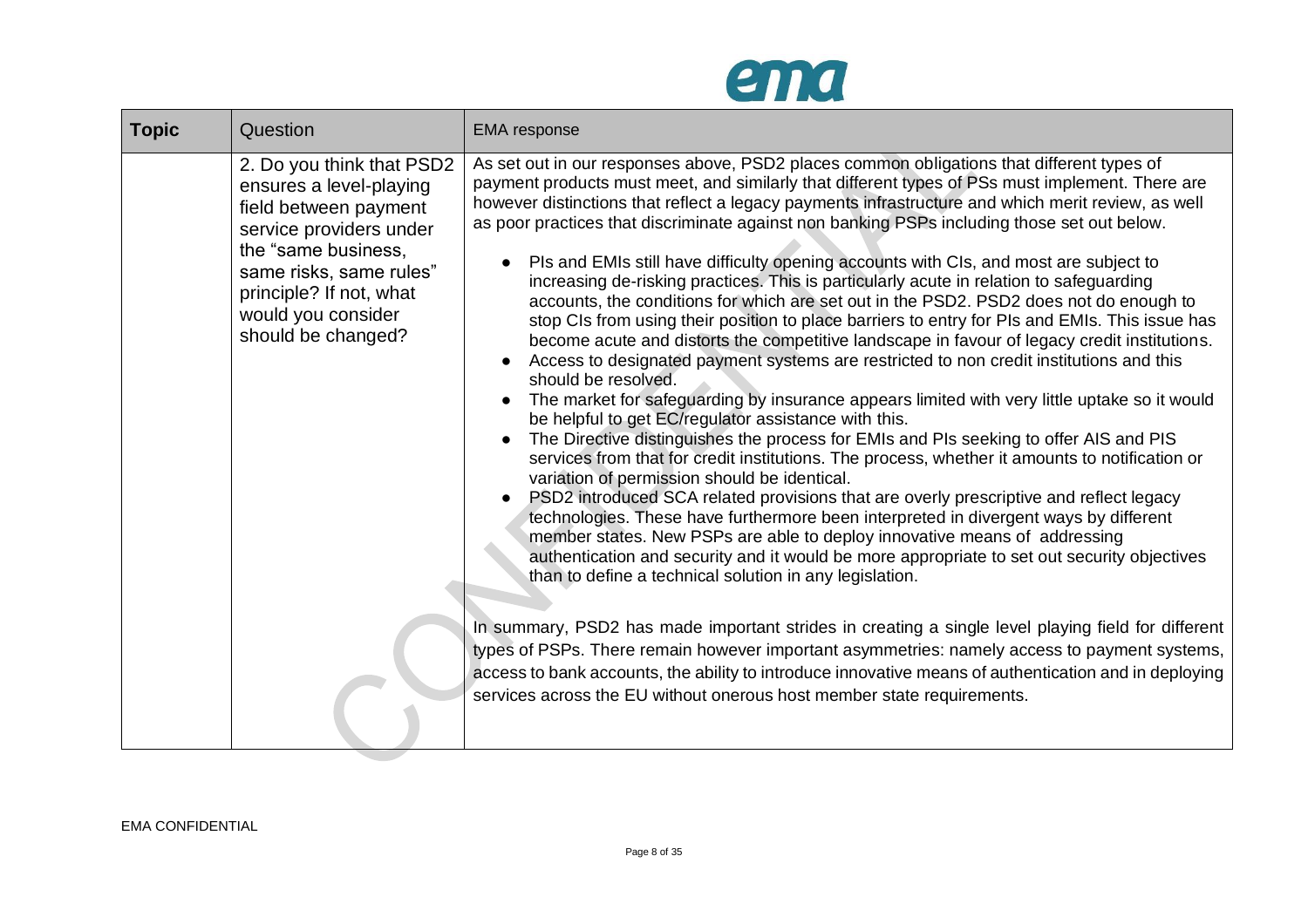| Topic | Question | EMA response |
|---|---|---|
| | 2. Do you think that PSD2 ensures a level-playing field between payment service providers under the "same business, same risks, same rules" principle? If not, what would you consider should be changed? | As set out in our responses above, PSD2 places common obligations that different types of payment products must meet, and similarly that different types of PSs must implement. There are however distinctions that reflect a legacy payments infrastructure and which merit review, as well as poor practices that discriminate against non banking PSPs including those set out below.<br><br>• PIs and EMIs still have difficulty opening accounts with CIs, and most are subject to increasing de-risking practices. This is particularly acute in relation to safeguarding accounts, the conditions for which are set out in the PSD2. PSD2 does not do enough to stop CIs from using their position to place barriers to entry for PIs and EMIs. This issue has become acute and distorts the competitive landscape in favour of legacy credit institutions.<br>• Access to designated payment systems are restricted to non credit institutions and this should be resolved.<br>• The market for safeguarding by insurance appears limited with very little uptake so it would be helpful to get EC/regulator assistance with this.<br>• The Directive distinguishes the process for EMIs and PIs seeking to offer AIS and PIS services from that for credit institutions. The process, whether it amounts to notification or variation of permission should be identical.<br>• PSD2 introduced SCA related provisions that are overly prescriptive and reflect legacy technologies. These have furthermore been interpreted in divergent ways by different member states. New PSPs are able to deploy innovative means of addressing authentication and security and it would be more appropriate to set out security objectives than to define a technical solution in any legislation.<br><br>In summary, PSD2 has made important strides in creating a single level playing field for different types of PSPs. There remain however important asymmetries: namely access to payment systems, access to bank accounts, the ability to introduce innovative means of authentication and in deploying services across the EU without onerous host member state requirements. |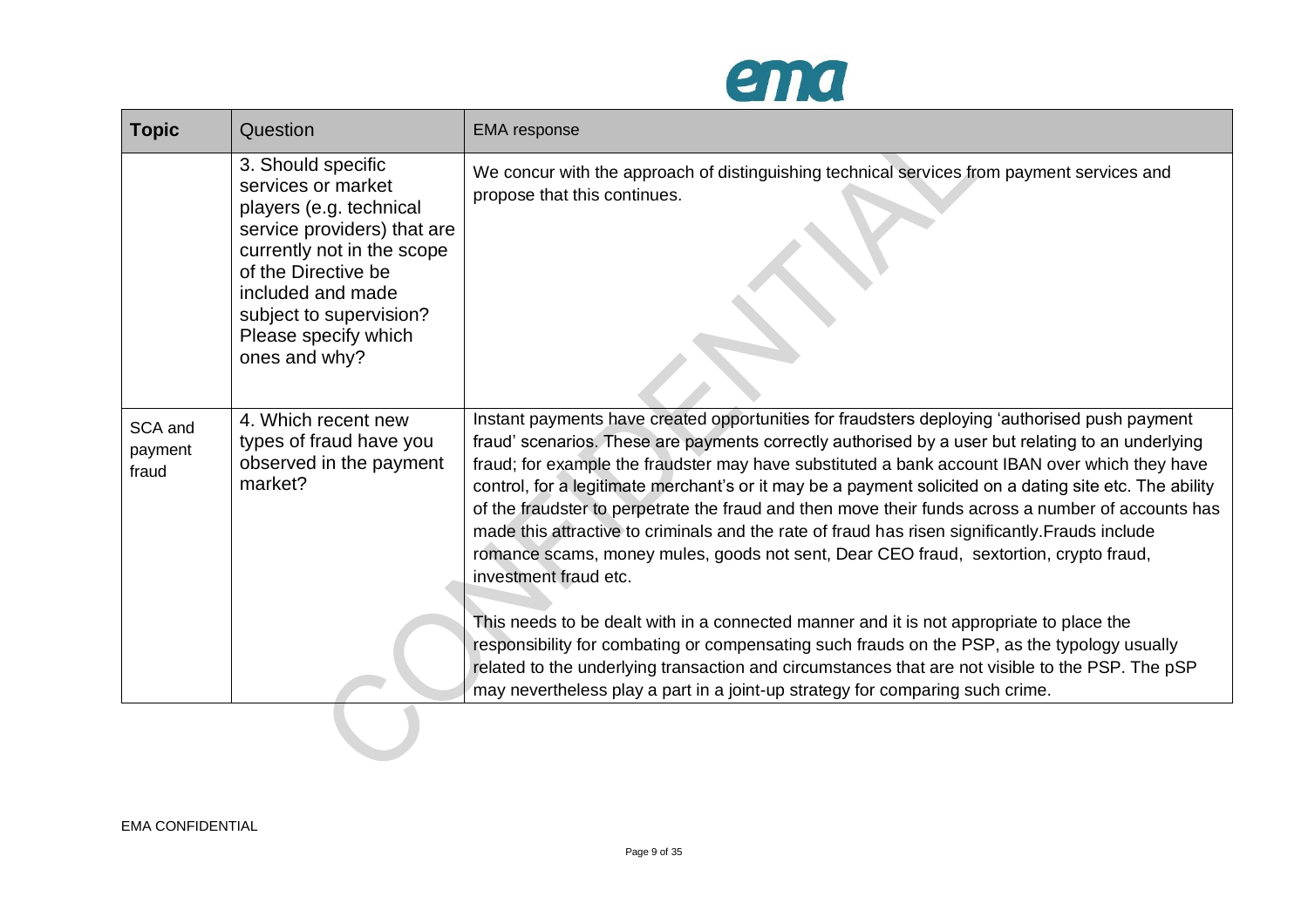| Topic | Question | EMA response |
| --- | --- | --- |
| | 3. Should specific services or market players (e.g. technical service providers) that are currently not in the scope of the Directive be included and made subject to supervision? Please specify which ones and why? | We concur with the approach of distinguishing technical services from payment services and propose that this continues. |
| SCA and payment fraud | 4. Which recent new types of fraud have you observed in the payment market? | Instant payments have created opportunities for fraudsters deploying 'authorised push payment fraud' scenarios. These are payments correctly authorised by a user but relating to an underlying fraud; for example the fraudster may have substituted a bank account IBAN over which they have control, for a legitimate merchant's or it may be a payment solicited on a dating site etc. The ability of the fraudster to perpetrate the fraud and then move their funds across a number of accounts has made this attractive to criminals and the rate of fraud has risen significantly.Frauds include romance scams, money mules, goods not sent, Dear CEO fraud, sextortion, crypto fraud, investment fraud etc.<br><br>This needs to be dealt with in a connected manner and it is not appropriate to place the responsibility for combating or compensating such frauds on the PSP, as the typology usually related to the underlying transaction and circumstances that are not visible to the PSP. The pSP may nevertheless play a part in a joint-up strategy for comparing such crime. |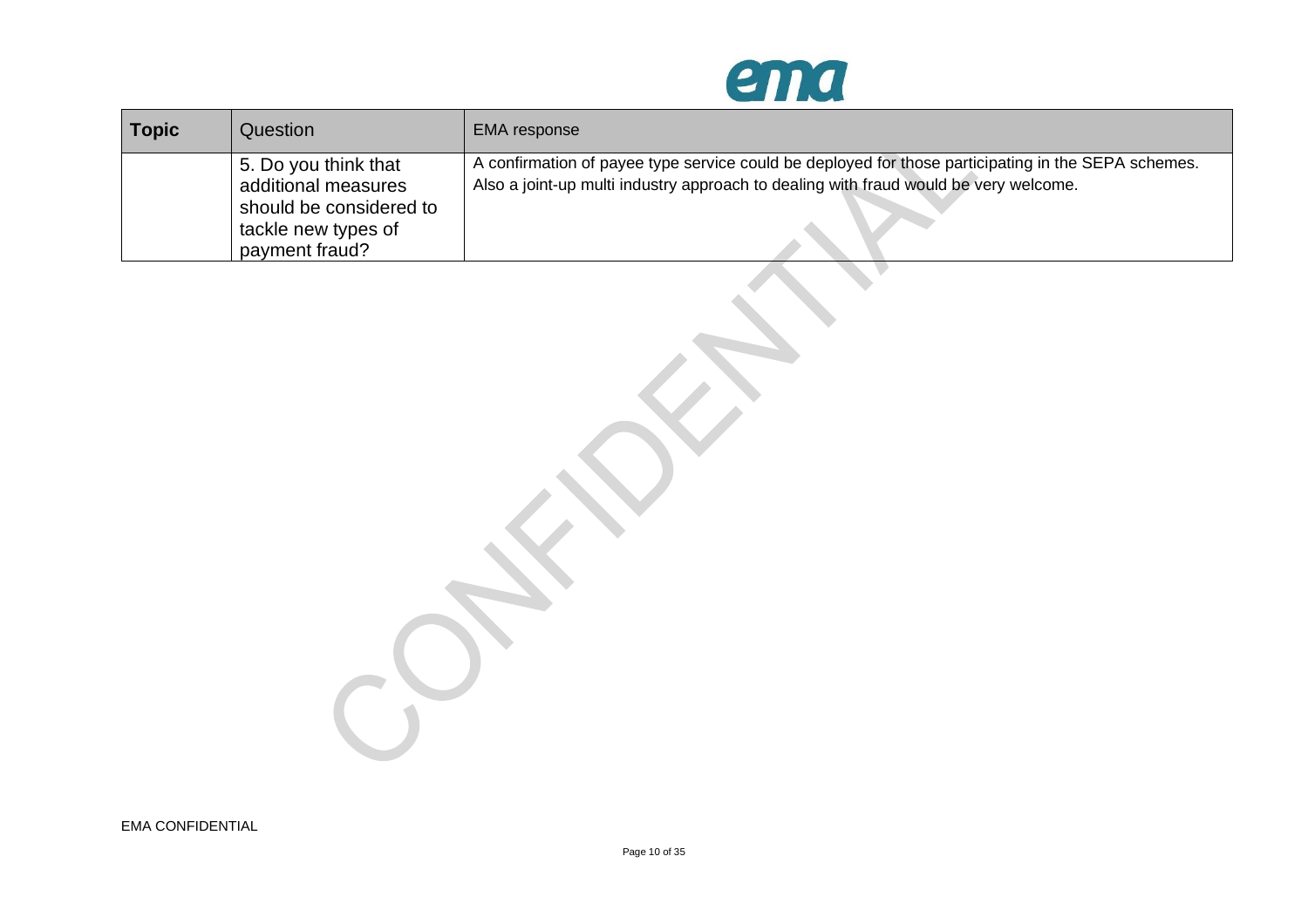| **Topic** | Question | EMA response |
| --- | --- | --- |
| | 5. Do you think that additional measures should be considered to tackle new types of payment fraud? | A confirmation of payee type service could be deployed for those participating in the SEPA schemes. Also a joint-up multi industry approach to dealing with fraud would be very welcome. |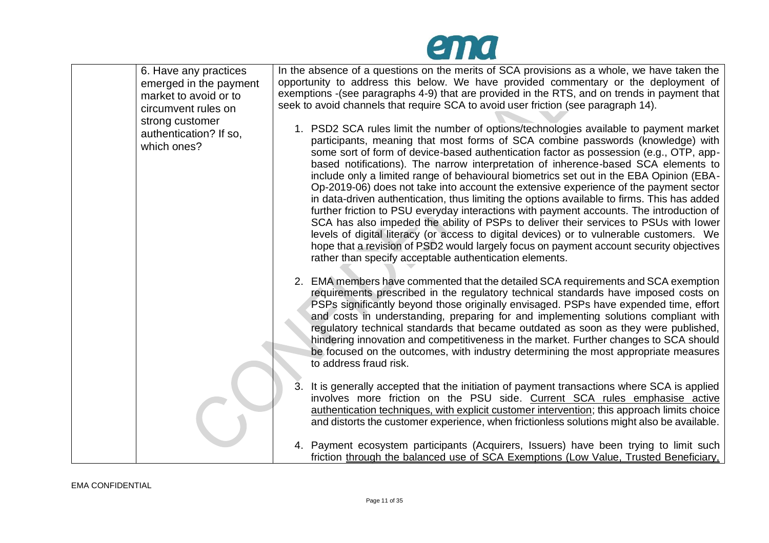| | 6. Have any practices emerged in the payment market to avoid or to circumvent rules on strong customer authentication? If so, which ones? | In the absence of a questions on the merits of SCA provisions as a whole, we have taken the opportunity to address this below. We have provided commentary or the deployment of exemptions -(see paragraphs 4-9) that are provided in the RTS, and on trends in payment that seek to avoid channels that require SCA to avoid user friction (see paragraph 14).<br><br>1. PSD2 SCA rules limit the number of options/technologies available to payment market participants, meaning that most forms of SCA combine passwords (knowledge) with some sort of form of device-based authentication factor as possession (e.g., OTP, app-based notifications). The narrow interpretation of inherence-based SCA elements to include only a limited range of behavioural biometrics set out in the EBA Opinion (EBA-Op-2019-06) does not take into account the extensive experience of the payment sector in data-driven authentication, thus limiting the options available to firms. This has added further friction to PSU everyday interactions with payment accounts. The introduction of SCA has also impeded the ability of PSPs to deliver their services to PSUs with lower levels of digital literacy (or access to digital devices) or to vulnerable customers. We hope that a revision of PSD2 would largely focus on payment account security objectives rather than specify acceptable authentication elements.<br><br>2. EMA members have commented that the detailed SCA requirements and SCA exemption requirements prescribed in the regulatory technical standards have imposed costs on PSPs significantly beyond those originally envisaged. PSPs have expended time, effort and costs in understanding, preparing for and implementing solutions compliant with regulatory technical standards that became outdated as soon as they were published, hindering innovation and competitiveness in the market. Further changes to SCA should be focused on the outcomes, with industry determining the most appropriate measures to address fraud risk.<br><br>3. It is generally accepted that the initiation of payment transactions where SCA is applied involves more friction on the PSU side. <u>Current SCA rules emphasise active authentication techniques, with explicit customer intervention</u>; this approach limits choice and distorts the customer experience, when frictionless solutions might also be available.<br><br>4. Payment ecosystem participants (Acquirers, Issuers) have been trying to limit such friction <u>through the balanced use of SCA Exemptions (Low Value, Trusted Beneficiary,</u> |
|---|---|---|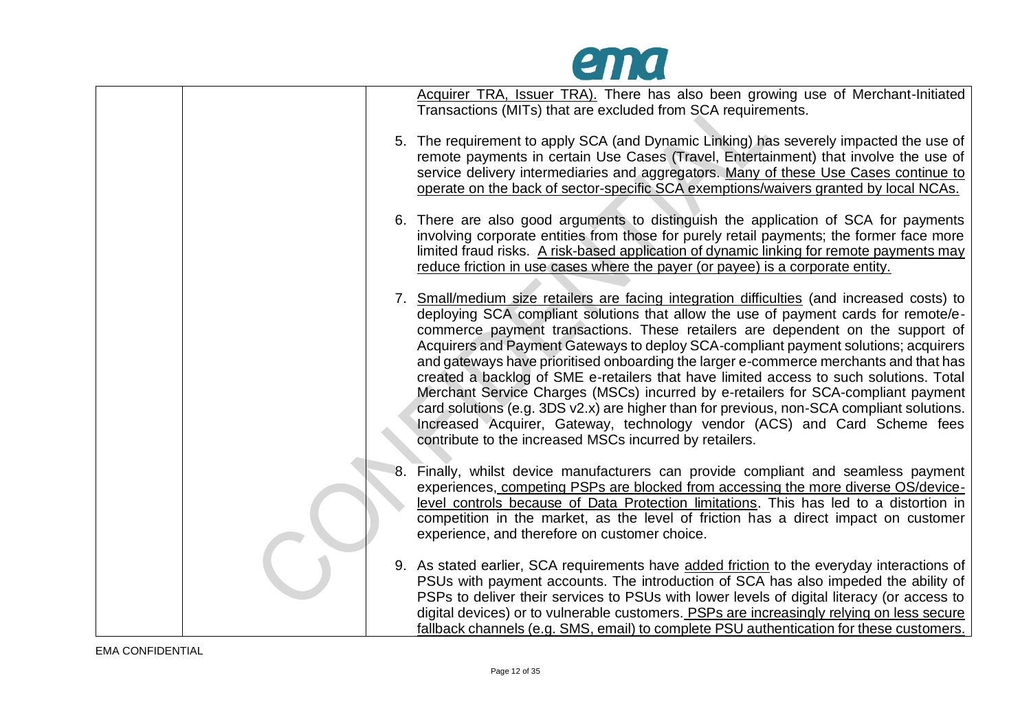| | | Acquirer TRA, Issuer TRA). There has also been growing use of Merchant-Initiated Transactions (MITs) that are excluded from SCA requirements.<br><br>5. The requirement to apply SCA (and Dynamic Linking) has severely impacted the use of remote payments in certain Use Cases (Travel, Entertainment) that involve the use of service delivery intermediaries and aggregators. Many of these Use Cases continue to operate on the back of sector-specific SCA exemptions/waivers granted by local NCAs.<br><br>6. There are also good arguments to distinguish the application of SCA for payments involving corporate entities from those for purely retail payments; the former face more limited fraud risks. A risk-based application of dynamic linking for remote payments may reduce friction in use cases where the payer (or payee) is a corporate entity.<br><br>7. Small/medium size retailers are facing integration difficulties (and increased costs) to deploying SCA compliant solutions that allow the use of payment cards for remote/e-commerce payment transactions. These retailers are dependent on the support of Acquirers and Payment Gateways to deploy SCA-compliant payment solutions; acquirers and gateways have prioritised onboarding the larger e-commerce merchants and that has created a backlog of SME e-retailers that have limited access to such solutions. Total Merchant Service Charges (MSCs) incurred by e-retailers for SCA-compliant payment card solutions (e.g. 3DS v2.x) are higher than for previous, non-SCA compliant solutions. Increased Acquirer, Gateway, technology vendor (ACS) and Card Scheme fees contribute to the increased MSCs incurred by retailers.<br><br>8. Finally, whilst device manufacturers can provide compliant and seamless payment experiences, competing PSPs are blocked from accessing the more diverse OS/device-level controls because of Data Protection limitations. This has led to a distortion in competition in the market, as the level of friction has a direct impact on customer experience, and therefore on customer choice.<br><br>9. As stated earlier, SCA requirements have added friction to the everyday interactions of PSUs with payment accounts. The introduction of SCA has also impeded the ability of PSPs to deliver their services to PSUs with lower levels of digital literacy (or access to digital devices) or to vulnerable customers. PSPs are increasingly relying on less secure fallback channels (e.g. SMS, email) to complete PSU authentication for these customers. |
|---|---|---|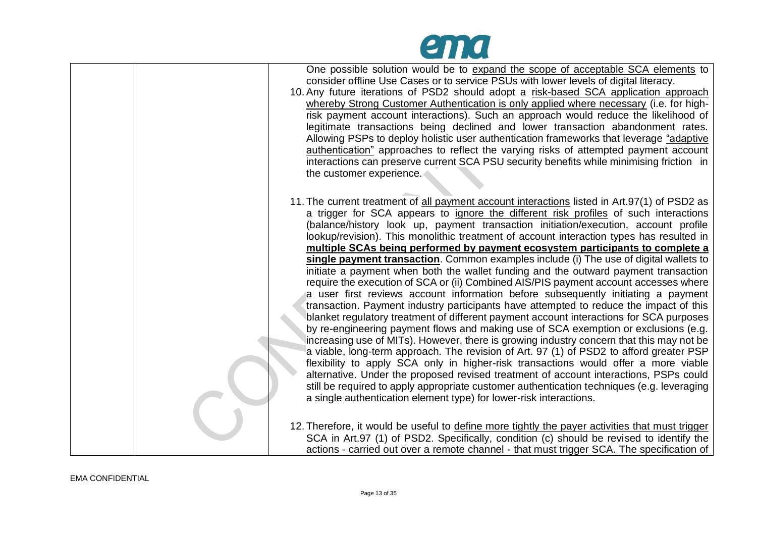| | | One possible solution would be to <u>expand the scope of acceptable SCA elements</u> to consider offline Use Cases or to service PSUs with lower levels of digital literacy.<br>10. Any future iterations of PSD2 should adopt a <u>risk-based SCA application approach whereby Strong Customer Authentication is only applied where necessary</u> (i.e. for high-risk payment account interactions). Such an approach would reduce the likelihood of legitimate transactions being declined and lower transaction abandonment rates. Allowing PSPs to deploy holistic user authentication frameworks that leverage <u>"adaptive authentication"</u> approaches to reflect the varying risks of attempted payment account interactions can preserve current SCA PSU security benefits while minimising friction in the customer experience.<br><br>11. The current treatment of <u>all payment account interactions</u> listed in Art.97(1) of PSD2 as a trigger for SCA appears to <u>ignore the different risk profiles</u> of such interactions (balance/history look up, payment transaction initiation/execution, account profile lookup/revision). This monolithic treatment of account interaction types has resulted in <u>**multiple SCAs being performed by payment ecosystem participants to complete a single payment transaction**</u>. Common examples include (i) The use of digital wallets to initiate a payment when both the wallet funding and the outward payment transaction require the execution of SCA or (ii) Combined AIS/PIS payment account accesses where a user first reviews account information before subsequently initiating a payment transaction. Payment industry participants have attempted to reduce the impact of this blanket regulatory treatment of different payment account interactions for SCA purposes by re-engineering payment flows and making use of SCA exemption or exclusions (e.g. increasing use of MITs). However, there is growing industry concern that this may not be a viable, long-term approach. The revision of Art. 97 (1) of PSD2 to afford greater PSP flexibility to apply SCA only in higher-risk transactions would offer a more viable alternative. Under the proposed revised treatment of account interactions, PSPs could still be required to apply appropriate customer authentication techniques (e.g. leveraging a single authentication element type) for lower-risk interactions.<br><br>12. Therefore, it would be useful to <u>define more tightly the payer activities that must trigger</u> SCA in Art.97 (1) of PSD2. Specifically, condition (c) should be revised to identify the actions - carried out over a remote channel - that must trigger SCA. The specification of |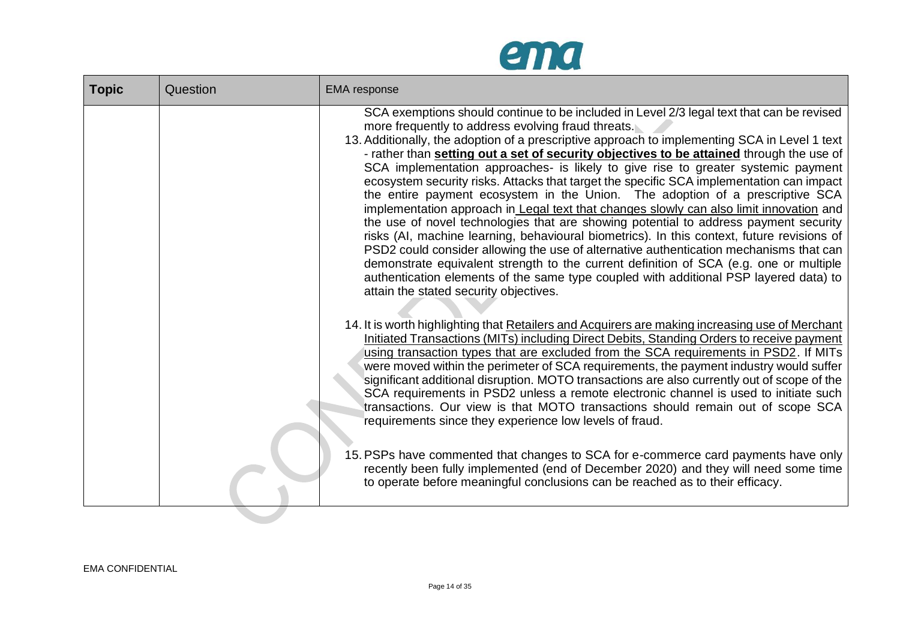| Topic | Question | EMA response |
|---|---|---|
| | | SCA exemptions should continue to be included in Level 2/3 legal text that can be revised more frequently to address evolving fraud threats.<br>13. Additionally, the adoption of a prescriptive approach to implementing SCA in Level 1 text - rather than **<u>setting out a set of security objectives to be attained</u>** through the use of SCA implementation approaches- is likely to give rise to greater systemic payment ecosystem security risks. Attacks that target the specific SCA implementation can impact the entire payment ecosystem in the Union. The adoption of a prescriptive SCA implementation approach in <u>Legal text that changes slowly can also limit innovation</u> and the use of novel technologies that are showing potential to address payment security risks (AI, machine learning, behavioural biometrics). In this context, future revisions of PSD2 could consider allowing the use of alternative authentication mechanisms that can demonstrate equivalent strength to the current definition of SCA (e.g. one or multiple authentication elements of the same type coupled with additional PSP layered data) to attain the stated security objectives.<br><br>14. It is worth highlighting that <u>Retailers and Acquirers are making increasing use of Merchant Initiated Transactions (MITs) including Direct Debits, Standing Orders to receive payment using transaction types that are excluded from the SCA requirements in PSD2</u>. If MITs were moved within the perimeter of SCA requirements, the payment industry would suffer significant additional disruption. MOTO transactions are also currently out of scope of the SCA requirements in PSD2 unless a remote electronic channel is used to initiate such transactions. Our view is that MOTO transactions should remain out of scope SCA requirements since they experience low levels of fraud.<br><br>15. PSPs have commented that changes to SCA for e-commerce card payments have only recently been fully implemented (end of December 2020) and they will need some time to operate before meaningful conclusions can be reached as to their efficacy. |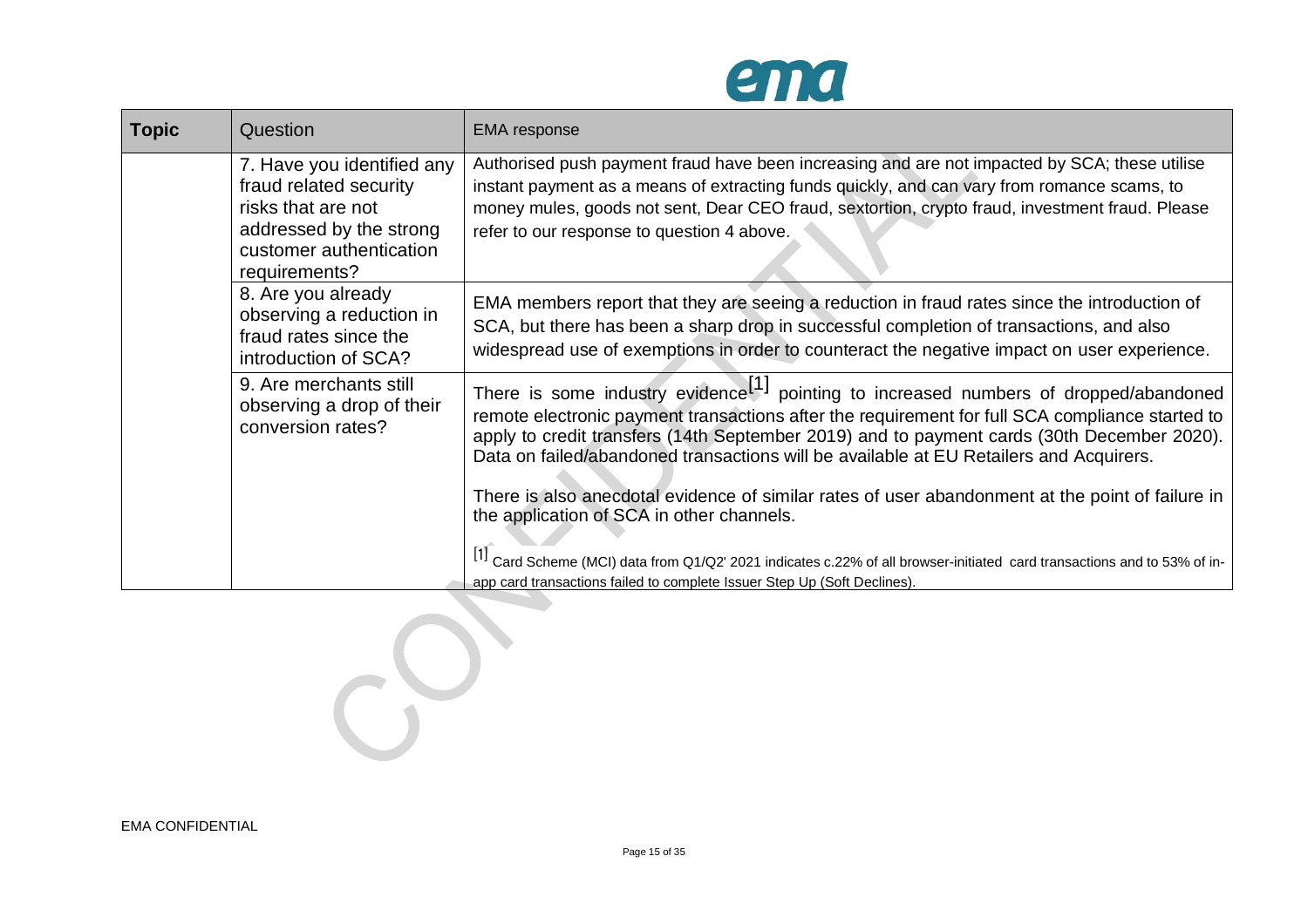| Topic | Question | EMA response |
|---|---|---|
| | 7. Have you identified any fraud related security risks that are not addressed by the strong customer authentication requirements? | Authorised push payment fraud have been increasing and are not impacted by SCA; these utilise instant payment as a means of extracting funds quickly, and can vary from romance scams, to money mules, goods not sent, Dear CEO fraud, sextortion, crypto fraud, investment fraud. Please refer to our response to question 4 above. |
| | 8. Are you already observing a reduction in fraud rates since the introduction of SCA? | EMA members report that they are seeing a reduction in fraud rates since the introduction of SCA, but there has been a sharp drop in successful completion of transactions, and also widespread use of exemptions in order to counteract the negative impact on user experience. |
| | 9. Are merchants still observing a drop of their conversion rates? | There is some industry evidence[1] pointing to increased numbers of dropped/abandoned remote electronic payment transactions after the requirement for full SCA compliance started to apply to credit transfers (14th September 2019) and to payment cards (30th December 2020). Data on failed/abandoned transactions will be available at EU Retailers and Acquirers.<br><br>There is also anecdotal evidence of similar rates of user abandonment at the point of failure in the application of SCA in other channels.<br><br>[1] Card Scheme (MCI) data from Q1/Q2' 2021 indicates c.22% of all browser-initiated card transactions and to 53% of in-app card transactions failed to complete Issuer Step Up (Soft Declines). |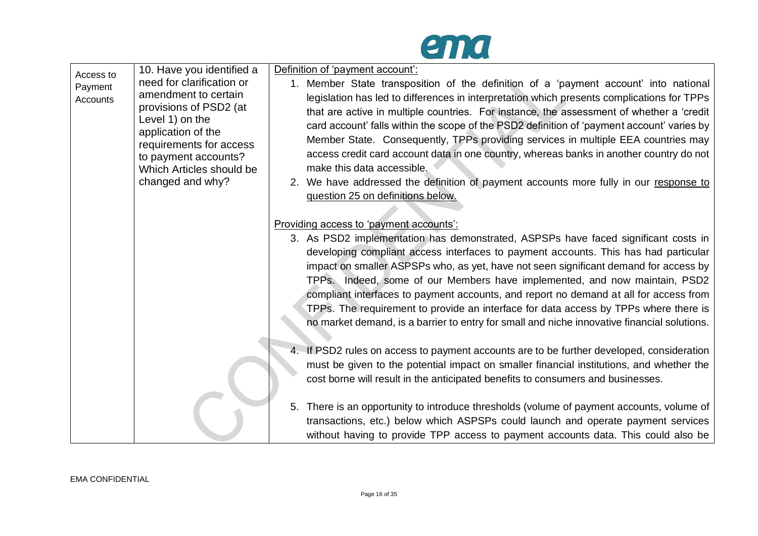| | | |
|---|---|---|
| Access to Payment Accounts | 10. Have you identified a need for clarification or amendment to certain provisions of PSD2 (at Level 1) on the application of the requirements for access to payment accounts? Which Articles should be changed and why? | Definition of 'payment account':<br>1. Member State transposition of the definition of a 'payment account' into national legislation has led to differences in interpretation which presents complications for TPPs that are active in multiple countries. For instance, the assessment of whether a 'credit card account' falls within the scope of the PSD2 definition of 'payment account' varies by Member State. Consequently, TPPs providing services in multiple EEA countries may access credit card account data in one country, whereas banks in another country do not make this data accessible.<br>2. We have addressed the definition of payment accounts more fully in our response to question 25 on definitions below.<br><br>Providing access to 'payment accounts':<br>3. As PSD2 implementation has demonstrated, ASPSPs have faced significant costs in developing compliant access interfaces to payment accounts. This has had particular impact on smaller ASPSPs who, as yet, have not seen significant demand for access by TPPs. Indeed, some of our Members have implemented, and now maintain, PSD2 compliant interfaces to payment accounts, and report no demand at all for access from TPPs. The requirement to provide an interface for data access by TPPs where there is no market demand, is a barrier to entry for small and niche innovative financial solutions.<br><br>4. If PSD2 rules on access to payment accounts are to be further developed, consideration must be given to the potential impact on smaller financial institutions, and whether the cost borne will result in the anticipated benefits to consumers and businesses.<br><br>5. There is an opportunity to introduce thresholds (volume of payment accounts, volume of transactions, etc.) below which ASPSPs could launch and operate payment services without having to provide TPP access to payment accounts data. This could also be |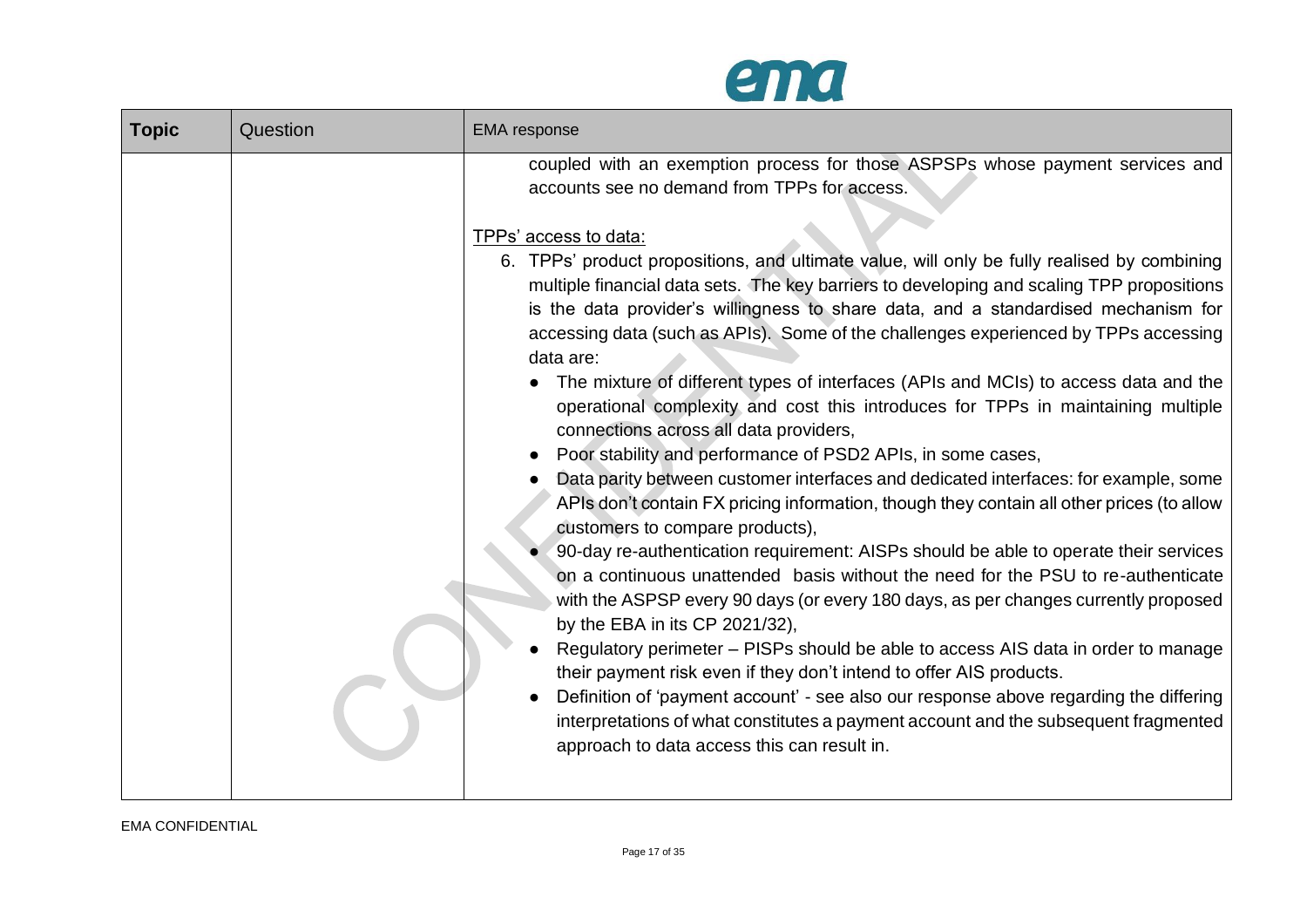| Topic | Question | EMA response |
| --- | --- | --- |
| | | coupled with an exemption process for those ASPSPs whose payment services and accounts see no demand from TPPs for access.<br><br><u>TPPs' access to data:</u><br>6. TPPs' product propositions, and ultimate value, will only be fully realised by combining multiple financial data sets. The key barriers to developing and scaling TPP propositions is the data provider's willingness to share data, and a standardised mechanism for accessing data (such as APIs). Some of the challenges experienced by TPPs accessing data are:<br>● The mixture of different types of interfaces (APIs and MCIs) to access data and the operational complexity and cost this introduces for TPPs in maintaining multiple connections across all data providers,<br>● Poor stability and performance of PSD2 APIs, in some cases,<br>● Data parity between customer interfaces and dedicated interfaces: for example, some APIs don't contain FX pricing information, though they contain all other prices (to allow customers to compare products),<br>● 90-day re-authentication requirement: AISPs should be able to operate their services on a continuous unattended basis without the need for the PSU to re-authenticate with the ASPSP every 90 days (or every 180 days, as per changes currently proposed by the EBA in its CP 2021/32),<br>● Regulatory perimeter – PISPs should be able to access AIS data in order to manage their payment risk even if they don't intend to offer AIS products.<br>● Definition of 'payment account' - see also our response above regarding the differing interpretations of what constitutes a payment account and the subsequent fragmented approach to data access this can result in. |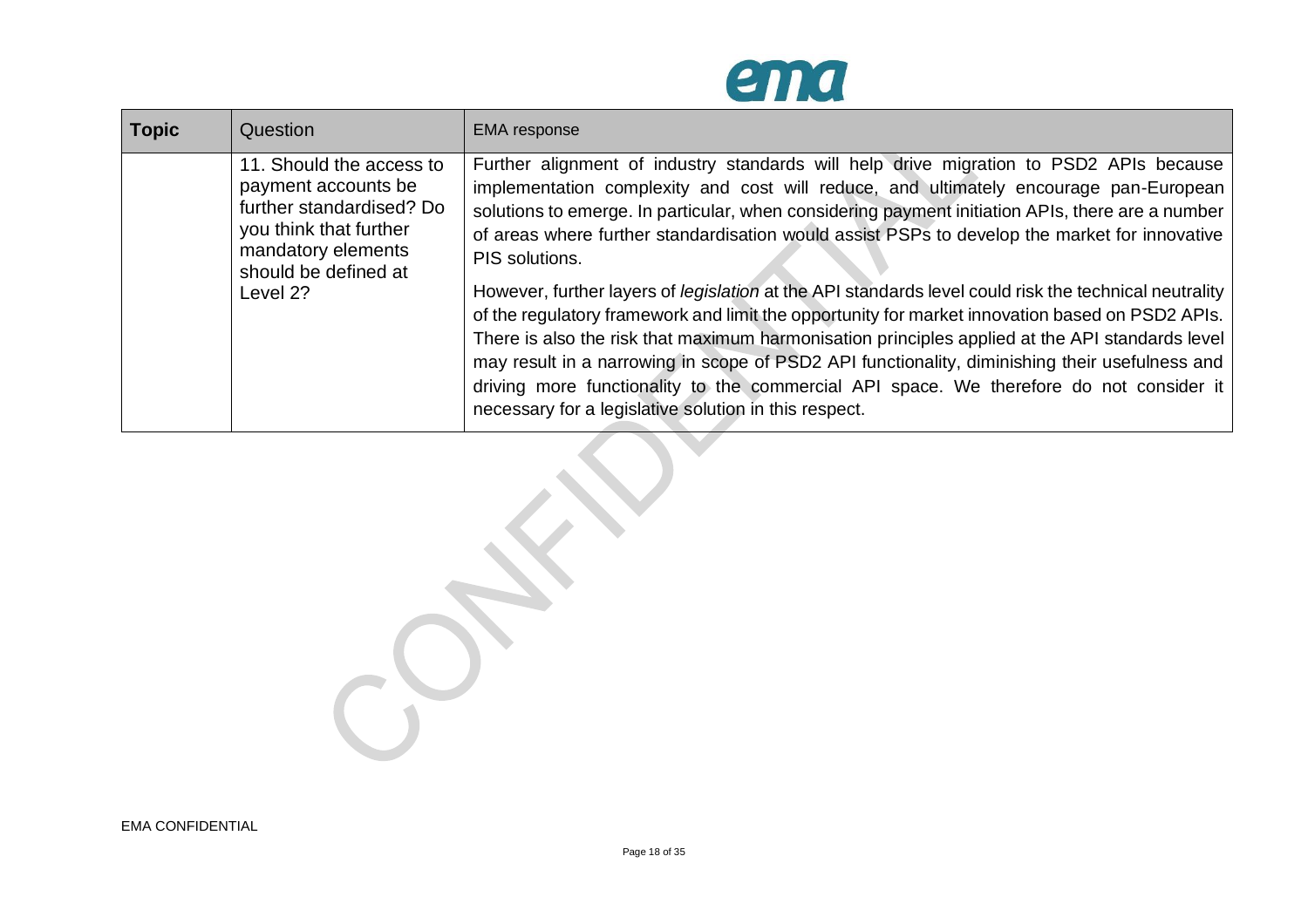| **Topic** | Question | EMA response |
|---|---|---|
| | 11. Should the access to payment accounts be further standardised? Do you think that further mandatory elements should be defined at Level 2? | Further alignment of industry standards will help drive migration to PSD2 APIs because implementation complexity and cost will reduce, and ultimately encourage pan-European solutions to emerge. In particular, when considering payment initiation APIs, there are a number of areas where further standardisation would assist PSPs to develop the market for innovative PIS solutions.<br><br>However, further layers of *legislation* at the API standards level could risk the technical neutrality of the regulatory framework and limit the opportunity for market innovation based on PSD2 APIs. There is also the risk that maximum harmonisation principles applied at the API standards level may result in a narrowing in scope of PSD2 API functionality, diminishing their usefulness and driving more functionality to the commercial API space. We therefore do not consider it necessary for a legislative solution in this respect. |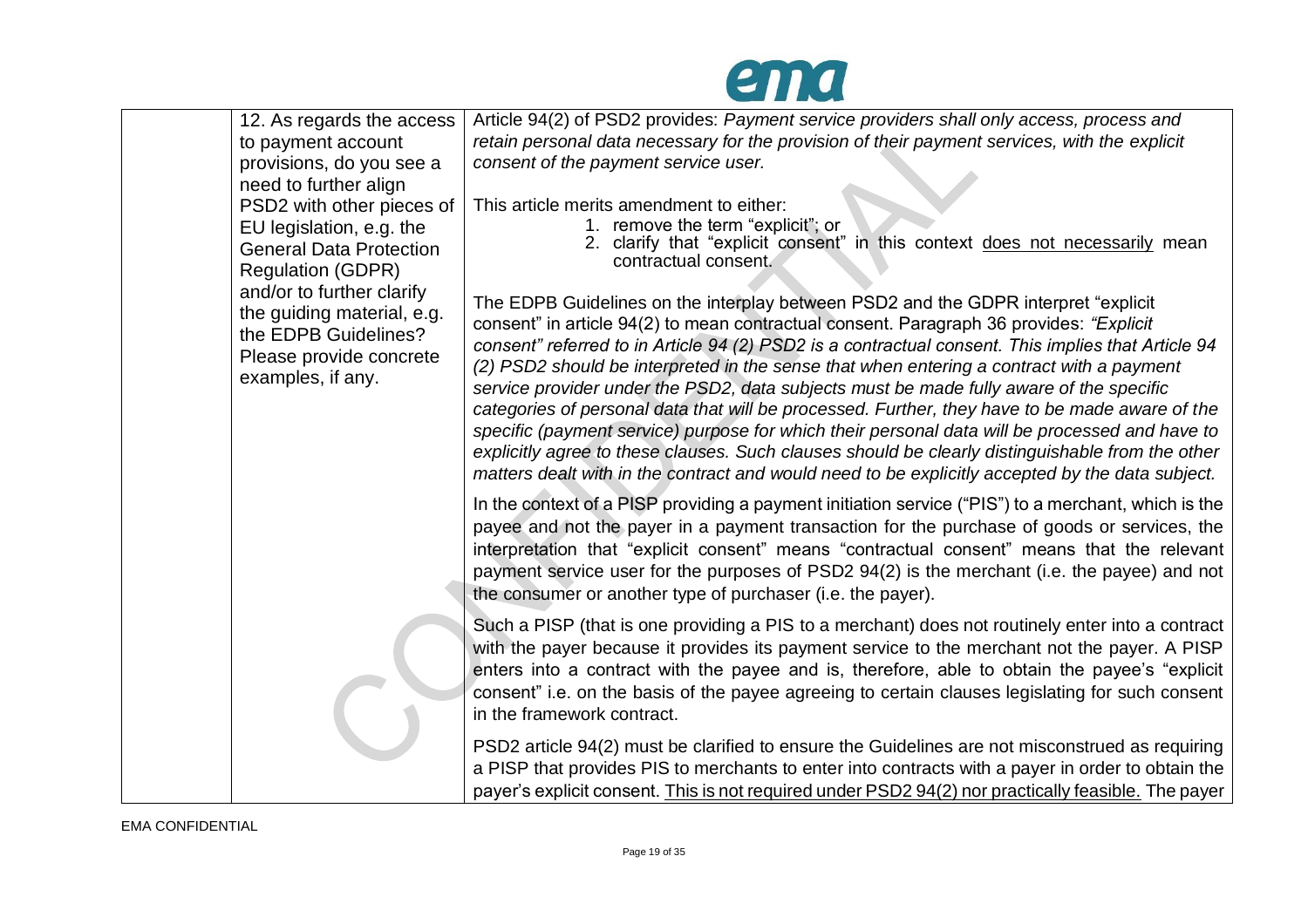| | | |
|---|---|---|
| | 12. As regards the access to payment account provisions, do you see a need to further align PSD2 with other pieces of EU legislation, e.g. the General Data Protection Regulation (GDPR) and/or to further clarify the guiding material, e.g. the EDPB Guidelines? Please provide concrete examples, if any. | Article 94(2) of PSD2 provides: *Payment service providers shall only access, process and retain personal data necessary for the provision of their payment services, with the explicit consent of the payment service user.*<br><br>This article merits amendment to either:<br>1. remove the term "explicit"; or<br>2. clarify that "explicit consent" in this context <u>does not necessarily</u> mean contractual consent.<br><br>The EDPB Guidelines on the interplay between PSD2 and the GDPR interpret "explicit consent" in article 94(2) to mean contractual consent. Paragraph 36 provides: *"Explicit consent" referred to in Article 94 (2) PSD2 is a contractual consent. This implies that Article 94 (2) PSD2 should be interpreted in the sense that when entering a contract with a payment service provider under the PSD2, data subjects must be made fully aware of the specific categories of personal data that will be processed. Further, they have to be made aware of the specific (payment service) purpose for which their personal data will be processed and have to explicitly agree to these clauses. Such clauses should be clearly distinguishable from the other matters dealt with in the contract and would need to be explicitly accepted by the data subject.*<br><br>In the context of a PISP providing a payment initiation service ("PIS") to a merchant, which is the payee and not the payer in a payment transaction for the purchase of goods or services, the interpretation that "explicit consent" means "contractual consent" means that the relevant payment service user for the purposes of PSD2 94(2) is the merchant (i.e. the payee) and not the consumer or another type of purchaser (i.e. the payer).<br><br>Such a PISP (that is one providing a PIS to a merchant) does not routinely enter into a contract with the payer because it provides its payment service to the merchant not the payer. A PISP enters into a contract with the payee and is, therefore, able to obtain the payee's "explicit consent" i.e. on the basis of the payee agreeing to certain clauses legislating for such consent in the framework contract.<br><br>PSD2 article 94(2) must be clarified to ensure the Guidelines are not misconstrued as requiring a PISP that provides PIS to merchants to enter into contracts with a payer in order to obtain the payer's explicit consent. <u>This is not required under PSD2 94(2) nor practically feasible.</u> The payer |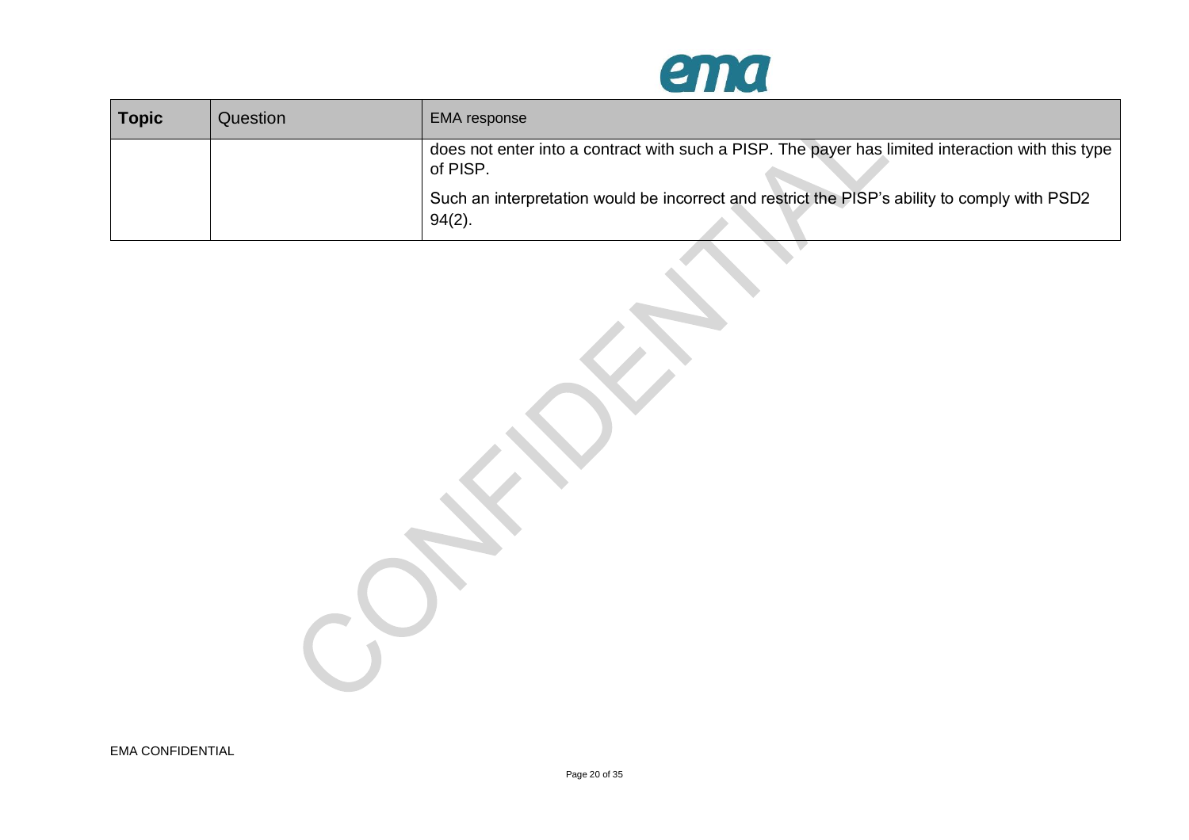| Topic | Question | EMA response |
| --- | --- | --- |
| | | does not enter into a contract with such a PISP. The payer has limited interaction with this type of PISP.<br><br>Such an interpretation would be incorrect and restrict the PISP's ability to comply with PSD2 94(2). |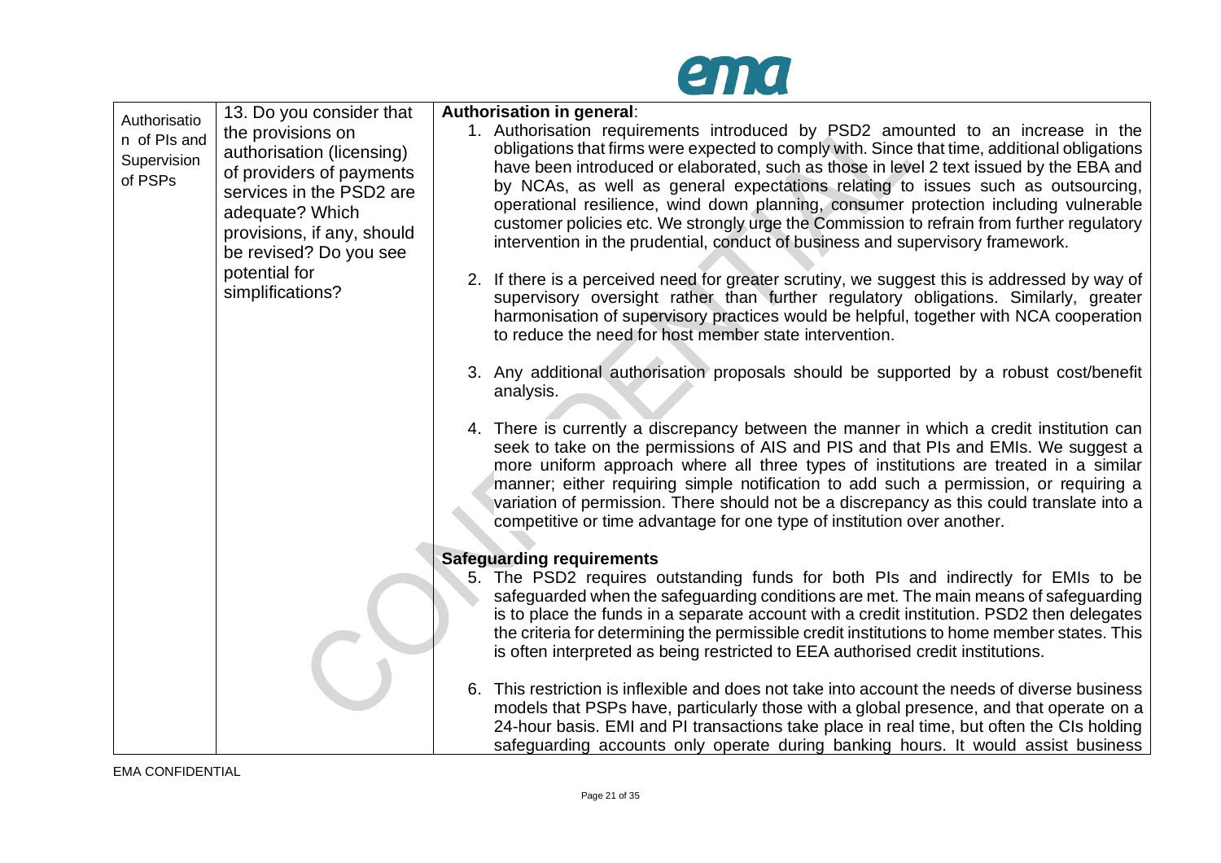| Authorisation of PIs and Supervision of PSPs | 13. Do you consider that the provisions on authorisation (licensing) of providers of payments services in the PSD2 are adequate? Which provisions, if any, should be revised? Do you see potential for simplifications? | **Authorisation in general**:<br>1. Authorisation requirements introduced by PSD2 amounted to an increase in the obligations that firms were expected to comply with. Since that time, additional obligations have been introduced or elaborated, such as those in level 2 text issued by the EBA and by NCAs, as well as general expectations relating to issues such as outsourcing, operational resilience, wind down planning, consumer protection including vulnerable customer policies etc. We strongly urge the Commission to refrain from further regulatory intervention in the prudential, conduct of business and supervisory framework.<br><br>2. If there is a perceived need for greater scrutiny, we suggest this is addressed by way of supervisory oversight rather than further regulatory obligations. Similarly, greater harmonisation of supervisory practices would be helpful, together with NCA cooperation to reduce the need for host member state intervention.<br><br>3. Any additional authorisation proposals should be supported by a robust cost/benefit analysis.<br><br>4. There is currently a discrepancy between the manner in which a credit institution can seek to take on the permissions of AIS and PIS and that PIs and EMIs. We suggest a more uniform approach where all three types of institutions are treated in a similar manner; either requiring simple notification to add such a permission, or requiring a variation of permission. There should not be a discrepancy as this could translate into a competitive or time advantage for one type of institution over another.<br><br>**Safeguarding requirements**<br>5. The PSD2 requires outstanding funds for both PIs and indirectly for EMIs to be safeguarded when the safeguarding conditions are met. The main means of safeguarding is to place the funds in a separate account with a credit institution. PSD2 then delegates the criteria for determining the permissible credit institutions to home member states. This is often interpreted as being restricted to EEA authorised credit institutions.<br><br>6. This restriction is inflexible and does not take into account the needs of diverse business models that PSPs have, particularly those with a global presence, and that operate on a 24-hour basis. EMI and PI transactions take place in real time, but often the CIs holding safeguarding accounts only operate during banking hours. It would assist business |
|---|---|---|

EMA CONFIDENTIAL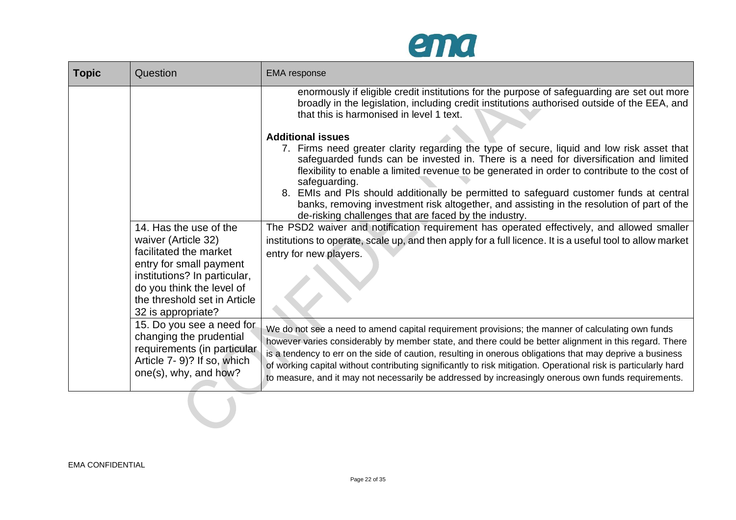| Topic | Question | EMA response |
|---|---|---|
| | | enormously if eligible credit institutions for the purpose of safeguarding are set out more broadly in the legislation, including credit institutions authorised outside of the EEA, and that this is harmonised in level 1 text.<br><br>**Additional issues**<br>7. Firms need greater clarity regarding the type of secure, liquid and low risk asset that safeguarded funds can be invested in. There is a need for diversification and limited flexibility to enable a limited revenue to be generated in order to contribute to the cost of safeguarding.<br>8. EMIs and PIs should additionally be permitted to safeguard customer funds at central banks, removing investment risk altogether, and assisting in the resolution of part of the de-risking challenges that are faced by the industry. |
| | 14. Has the use of the waiver (Article 32) facilitated the market entry for small payment institutions? In particular, do you think the level of the threshold set in Article 32 is appropriate? | The PSD2 waiver and notification requirement has operated effectively, and allowed smaller institutions to operate, scale up, and then apply for a full licence. It is a useful tool to allow market entry for new players. |
| | 15. Do you see a need for changing the prudential requirements (in particular Article 7- 9)? If so, which one(s), why, and how? | We do not see a need to amend capital requirement provisions; the manner of calculating own funds however varies considerably by member state, and there could be better alignment in this regard. There is a tendency to err on the side of caution, resulting in onerous obligations that may deprive a business of working capital without contributing significantly to risk mitigation. Operational risk is particularly hard to measure, and it may not necessarily be addressed by increasingly onerous own funds requirements. |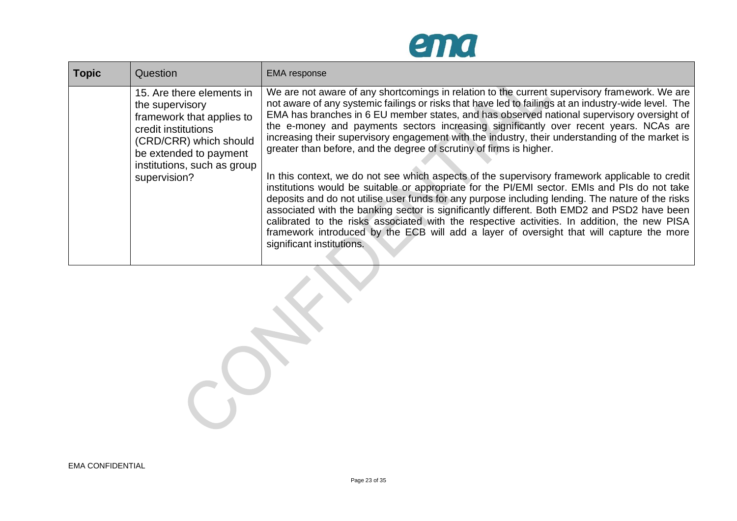| Topic | Question | EMA response |
|---|---|---|
| | 15. Are there elements in the supervisory framework that applies to credit institutions (CRD/CRR) which should be extended to payment institutions, such as group supervision? | We are not aware of any shortcomings in relation to the current supervisory framework. We are not aware of any systemic failings or risks that have led to failings at an industry-wide level. The EMA has branches in 6 EU member states, and has observed national supervisory oversight of the e-money and payments sectors increasing significantly over recent years. NCAs are increasing their supervisory engagement with the industry, their understanding of the market is greater than before, and the degree of scrutiny of firms is higher.<br><br>In this context, we do not see which aspects of the supervisory framework applicable to credit institutions would be suitable or appropriate for the PI/EMI sector. EMIs and PIs do not take deposits and do not utilise user funds for any purpose including lending. The nature of the risks associated with the banking sector is significantly different. Both EMD2 and PSD2 have been calibrated to the risks associated with the respective activities. In addition, the new PISA framework introduced by the ECB will add a layer of oversight that will capture the more significant institutions. |

EMA CONFIDENTIAL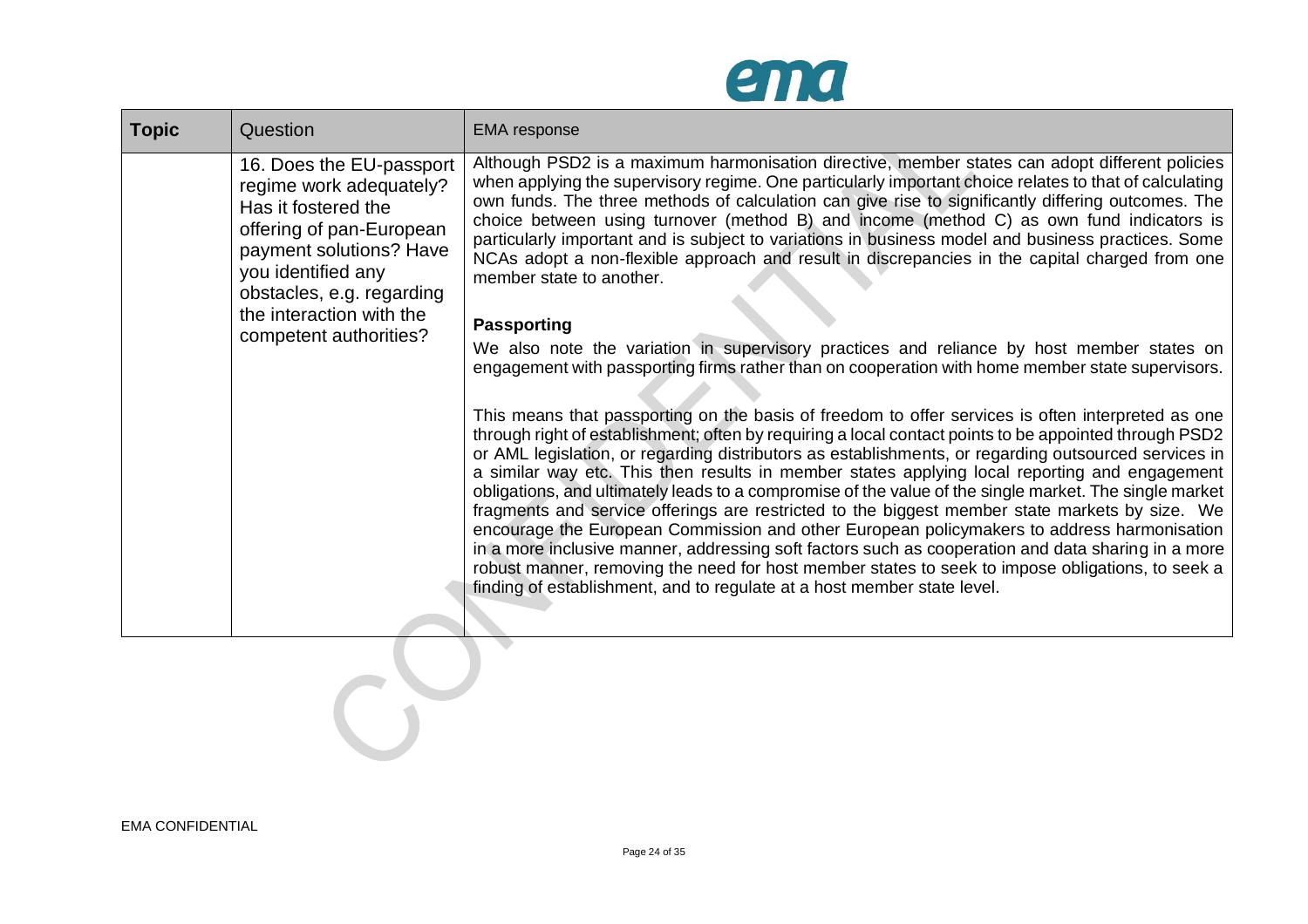| Topic | Question | EMA response |
|---|---|---|
| | 16. Does the EU-passport regime work adequately? Has it fostered the offering of pan-European payment solutions? Have you identified any obstacles, e.g. regarding the interaction with the competent authorities? | Although PSD2 is a maximum harmonisation directive, member states can adopt different policies when applying the supervisory regime. One particularly important choice relates to that of calculating own funds. The three methods of calculation can give rise to significantly differing outcomes. The choice between using turnover (method B) and income (method C) as own fund indicators is particularly important and is subject to variations in business model and business practices. Some NCAs adopt a non-flexible approach and result in discrepancies in the capital charged from one member state to another.<br><br>**Passporting**<br>We also note the variation in supervisory practices and reliance by host member states on engagement with passporting firms rather than on cooperation with home member state supervisors.<br><br>This means that passporting on the basis of freedom to offer services is often interpreted as one through right of establishment; often by requiring a local contact points to be appointed through PSD2 or AML legislation, or regarding distributors as establishments, or regarding outsourced services in a similar way etc. This then results in member states applying local reporting and engagement obligations, and ultimately leads to a compromise of the value of the single market. The single market fragments and service offerings are restricted to the biggest member state markets by size. We encourage the European Commission and other European policymakers to address harmonisation in a more inclusive manner, addressing soft factors such as cooperation and data sharing in a more robust manner, removing the need for host member states to seek to impose obligations, to seek a finding of establishment, and to regulate at a host member state level. |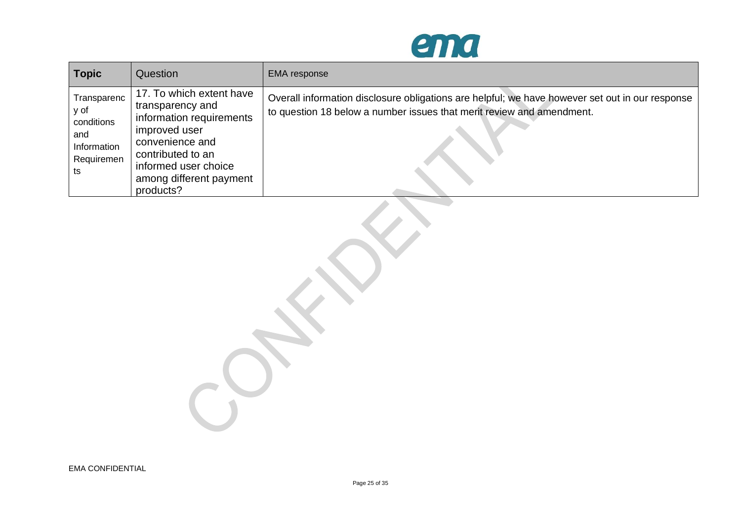| Topic | Question | EMA response |
| --- | --- | --- |
| Transparency of conditions and Information Requirements | 17. To which extent have transparency and information requirements improved user convenience and contributed to an informed user choice among different payment products? | Overall information disclosure obligations are helpful; we have however set out in our response to question 18 below a number issues that merit review and amendment. |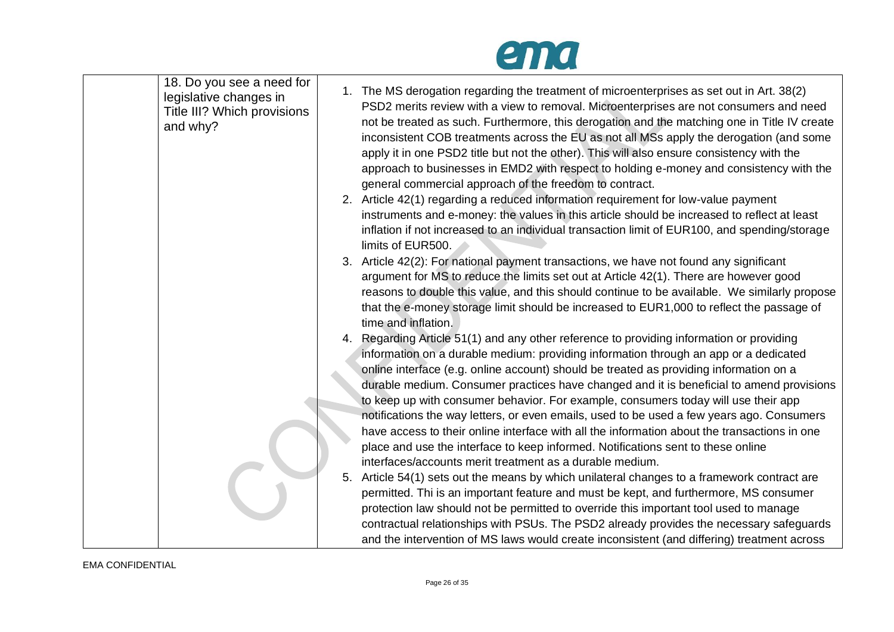|  | 18. Do you see a need for legislative changes in Title III? Which provisions and why? | 1. The MS derogation regarding the treatment of microenterprises as set out in Art. 38(2) PSD2 merits review with a view to removal. Microenterprises are not consumers and need not be treated as such. Furthermore, this derogation and the matching one in Title IV create inconsistent COB treatments across the EU as not all MSs apply the derogation (and some apply it in one PSD2 title but not the other). This will also ensure consistency with the approach to businesses in EMD2 with respect to holding e-money and consistency with the general commercial approach of the freedom to contract.<br>2. Article 42(1) regarding a reduced information requirement for low-value payment instruments and e-money: the values in this article should be increased to reflect at least inflation if not increased to an individual transaction limit of EUR100, and spending/storage limits of EUR500.<br>3. Article 42(2): For national payment transactions, we have not found any significant argument for MS to reduce the limits set out at Article 42(1). There are however good reasons to double this value, and this should continue to be available. We similarly propose that the e-money storage limit should be increased to EUR1,000 to reflect the passage of time and inflation.<br>4. Regarding Article 51(1) and any other reference to providing information or providing information on a durable medium: providing information through an app or a dedicated online interface (e.g. online account) should be treated as providing information on a durable medium. Consumer practices have changed and it is beneficial to amend provisions to keep up with consumer behavior. For example, consumers today will use their app notifications the way letters, or even emails, used to be used a few years ago. Consumers have access to their online interface with all the information about the transactions in one place and use the interface to keep informed. Notifications sent to these online interfaces/accounts merit treatment as a durable medium.<br>5. Article 54(1) sets out the means by which unilateral changes to a framework contract are permitted. Thi is an important feature and must be kept, and furthermore, MS consumer protection law should not be permitted to override this important tool used to manage contractual relationships with PSUs. The PSD2 already provides the necessary safeguards and the intervention of MS laws would create inconsistent (and differing) treatment across |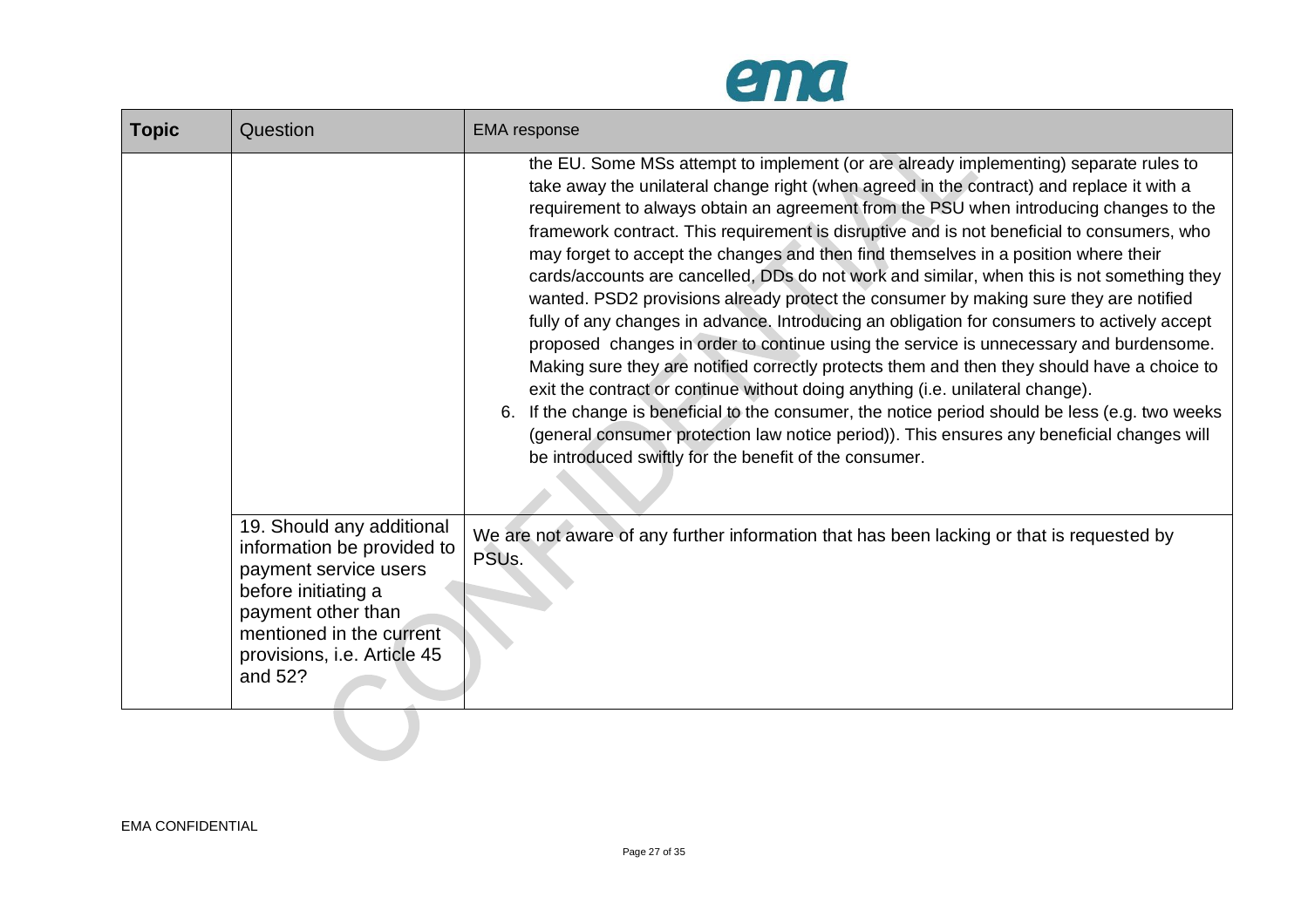| Topic | Question | EMA response |
|---|---|---|
| | | the EU. Some MSs attempt to implement (or are already implementing) separate rules to take away the unilateral change right (when agreed in the contract) and replace it with a requirement to always obtain an agreement from the PSU when introducing changes to the framework contract. This requirement is disruptive and is not beneficial to consumers, who may forget to accept the changes and then find themselves in a position where their cards/accounts are cancelled, DDs do not work and similar, when this is not something they wanted. PSD2 provisions already protect the consumer by making sure they are notified fully of any changes in advance. Introducing an obligation for consumers to actively accept proposed changes in order to continue using the service is unnecessary and burdensome. Making sure they are notified correctly protects them and then they should have a choice to exit the contract or continue without doing anything (i.e. unilateral change).<br>6. If the change is beneficial to the consumer, the notice period should be less (e.g. two weeks (general consumer protection law notice period)). This ensures any beneficial changes will be introduced swiftly for the benefit of the consumer. |
| | 19. Should any additional information be provided to payment service users before initiating a payment other than mentioned in the current provisions, i.e. Article 45 and 52? | We are not aware of any further information that has been lacking or that is requested by PSUs. |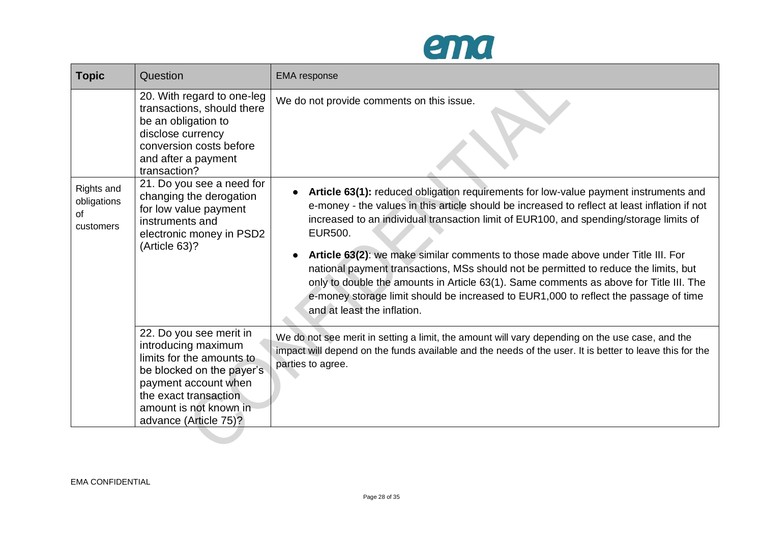| Topic | Question | EMA response |
|---|---|---|
| | 20. With regard to one-leg transactions, should there be an obligation to disclose currency conversion costs before and after a payment transaction? | We do not provide comments on this issue. |
| Rights and obligations of customers | 21. Do you see a need for changing the derogation for low value payment instruments and electronic money in PSD2 (Article 63)? | • **Article 63(1):** reduced obligation requirements for low-value payment instruments and e-money - the values in this article should be increased to reflect at least inflation if not increased to an individual transaction limit of EUR100, and spending/storage limits of EUR500. <br><br> • **Article 63(2)**: we make similar comments to those made above under Title III. For national payment transactions, MSs should not be permitted to reduce the limits, but only to double the amounts in Article 63(1). Same comments as above for Title III. The e-money storage limit should be increased to EUR1,000 to reflect the passage of time and at least the inflation. |
| | 22. Do you see merit in introducing maximum limits for the amounts to be blocked on the payer's payment account when the exact transaction amount is not known in advance (Article 75)? | We do not see merit in setting a limit, the amount will vary depending on the use case, and the impact will depend on the funds available and the needs of the user. It is better to leave this for the parties to agree. |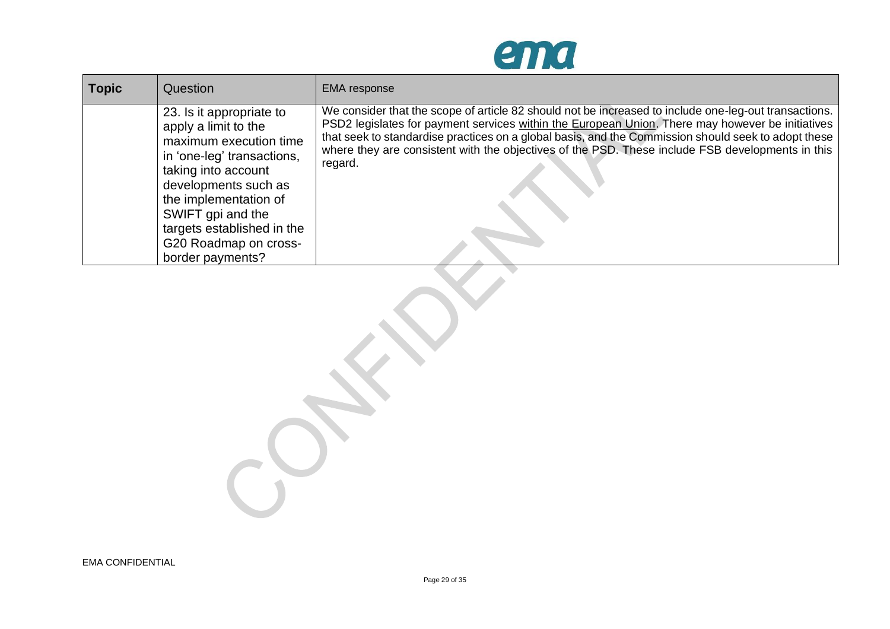| Topic | Question | EMA response |
|---|---|---|
| | 23. Is it appropriate to apply a limit to the maximum execution time in 'one-leg' transactions, taking into account developments such as the implementation of SWIFT gpi and the targets established in the G20 Roadmap on cross-border payments? | We consider that the scope of article 82 should not be increased to include one-leg-out transactions. PSD2 legislates for payment services within the European Union. There may however be initiatives that seek to standardise practices on a global basis, and the Commission should seek to adopt these where they are consistent with the objectives of the PSD. These include FSB developments in this regard. |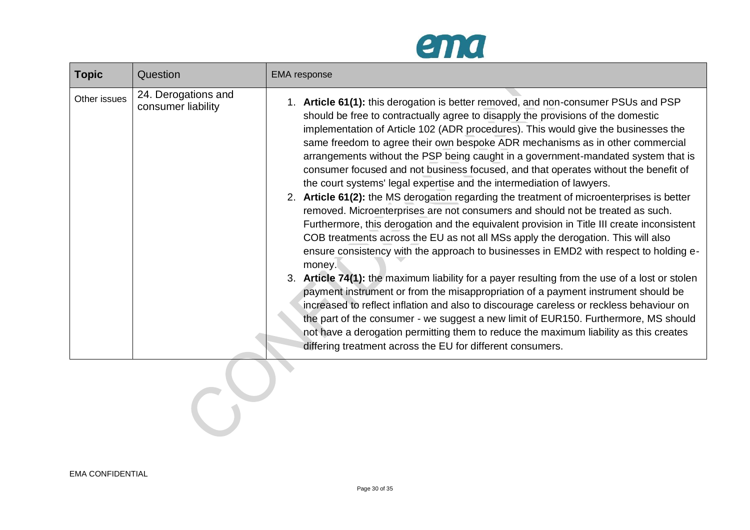| Topic | Question | EMA response |
|---|---|---|
| Other issues | 24. Derogations and consumer liability | 1. **Article 61(1):** this derogation is better removed, and non-consumer PSUs and PSP should be free to contractually agree to disapply the provisions of the domestic implementation of Article 102 (ADR procedures). This would give the businesses the same freedom to agree their own bespoke ADR mechanisms as in other commercial arrangements without the PSP being caught in a government-mandated system that is consumer focused and not business focused, and that operates without the benefit of the court systems' legal expertise and the intermediation of lawyers.<br>2. **Article 61(2):** the MS derogation regarding the treatment of microenterprises is better removed. Microenterprises are not consumers and should not be treated as such. Furthermore, this derogation and the equivalent provision in Title III create inconsistent COB treatments across the EU as not all MSs apply the derogation. This will also ensure consistency with the approach to businesses in EMD2 with respect to holding e-money.<br>3. **Article 74(1):** the maximum liability for a payer resulting from the use of a lost or stolen payment instrument or from the misappropriation of a payment instrument should be increased to reflect inflation and also to discourage careless or reckless behaviour on the part of the consumer - we suggest a new limit of EUR150. Furthermore, MS should not have a derogation permitting them to reduce the maximum liability as this creates differing treatment across the EU for different consumers. |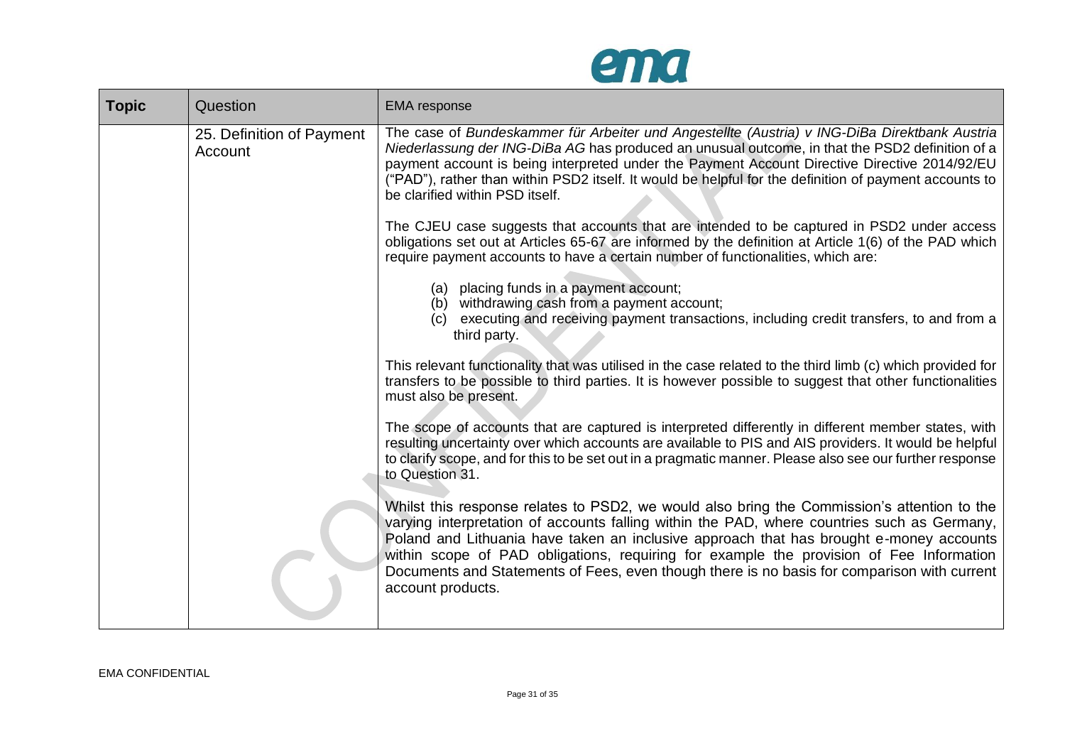| **Topic** | Question | EMA response |
|---|---|---|
| | 25. Definition of Payment Account | The case of *Bundeskammer für Arbeiter und Angestellte (Austria) v ING-DiBa Direktbank Austria Niederlassung der ING-DiBa AG* has produced an unusual outcome, in that the PSD2 definition of a payment account is being interpreted under the Payment Account Directive Directive 2014/92/EU ("PAD"), rather than within PSD2 itself. It would be helpful for the definition of payment accounts to be clarified within PSD itself.<br><br>The CJEU case suggests that accounts that are intended to be captured in PSD2 under access obligations set out at Articles 65-67 are informed by the definition at Article 1(6) of the PAD which require payment accounts to have a certain number of functionalities, which are:<br><br>(a) placing funds in a payment account;<br>(b) withdrawing cash from a payment account;<br>(c) executing and receiving payment transactions, including credit transfers, to and from a third party.<br><br>This relevant functionality that was utilised in the case related to the third limb (c) which provided for transfers to be possible to third parties. It is however possible to suggest that other functionalities must also be present.<br><br>The scope of accounts that are captured is interpreted differently in different member states, with resulting uncertainty over which accounts are available to PIS and AIS providers. It would be helpful to clarify scope, and for this to be set out in a pragmatic manner. Please also see our further response to Question 31.<br><br>Whilst this response relates to PSD2, we would also bring the Commission's attention to the varying interpretation of accounts falling within the PAD, where countries such as Germany, Poland and Lithuania have taken an inclusive approach that has brought e-money accounts within scope of PAD obligations, requiring for example the provision of Fee Information Documents and Statements of Fees, even though there is no basis for comparison with current account products. |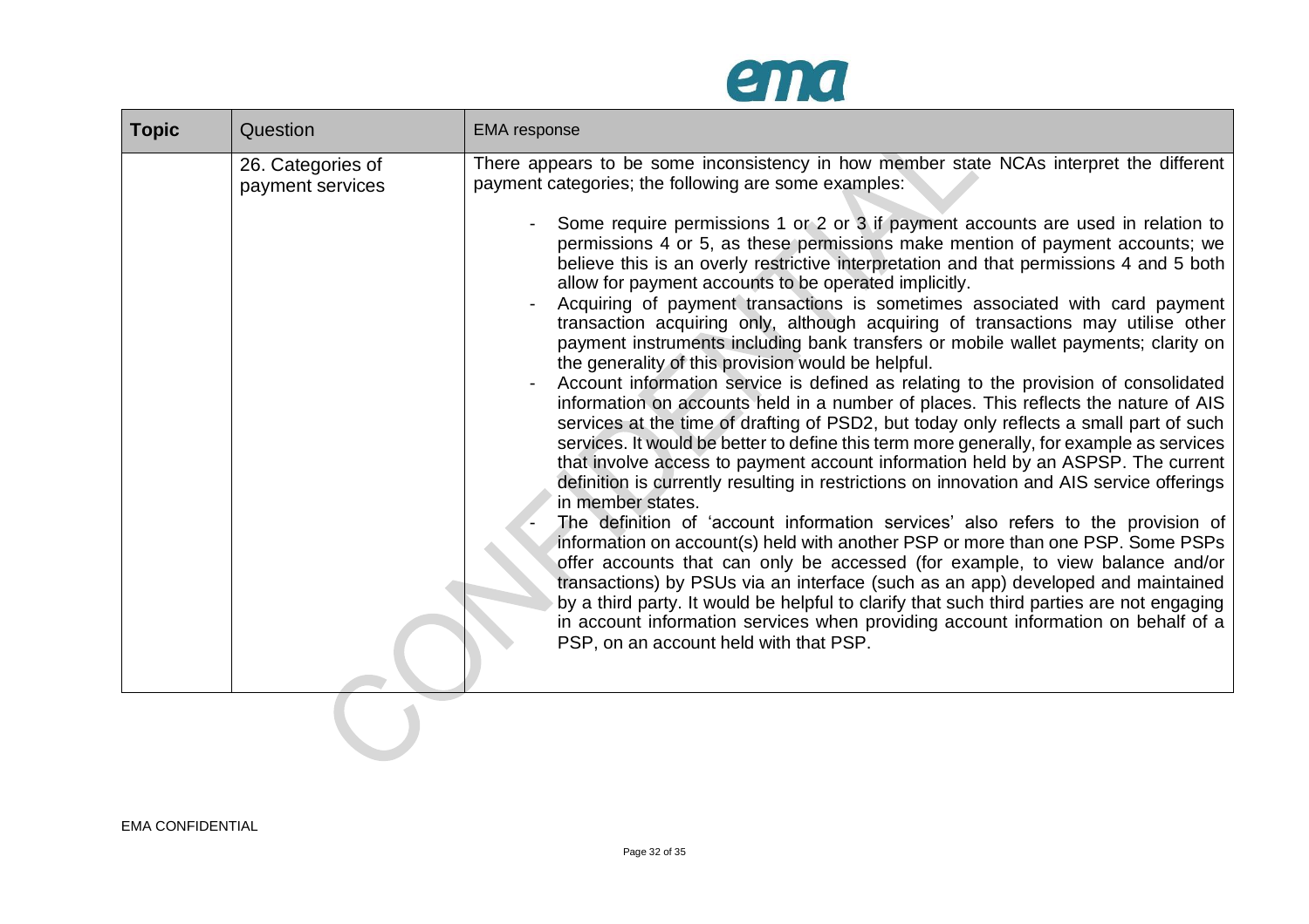| Topic | Question | EMA response |
|---|---|---|
| | 26. Categories of payment services | There appears to be some inconsistency in how member state NCAs interpret the different payment categories; the following are some examples:<br><br>- Some require permissions 1 or 2 or 3 if payment accounts are used in relation to permissions 4 or 5, as these permissions make mention of payment accounts; we believe this is an overly restrictive interpretation and that permissions 4 and 5 both allow for payment accounts to be operated implicitly.<br>- Acquiring of payment transactions is sometimes associated with card payment transaction acquiring only, although acquiring of transactions may utilise other payment instruments including bank transfers or mobile wallet payments; clarity on the generality of this provision would be helpful.<br>- Account information service is defined as relating to the provision of consolidated information on accounts held in a number of places. This reflects the nature of AIS services at the time of drafting of PSD2, but today only reflects a small part of such services. It would be better to define this term more generally, for example as services that involve access to payment account information held by an ASPSP. The current definition is currently resulting in restrictions on innovation and AIS service offerings in member states.<br>- The definition of 'account information services' also refers to the provision of information on account(s) held with another PSP or more than one PSP. Some PSPs offer accounts that can only be accessed (for example, to view balance and/or transactions) by PSUs via an interface (such as an app) developed and maintained by a third party. It would be helpful to clarify that such third parties are not engaging in account information services when providing account information on behalf of a PSP, on an account held with that PSP. |

EMA CONFIDENTIAL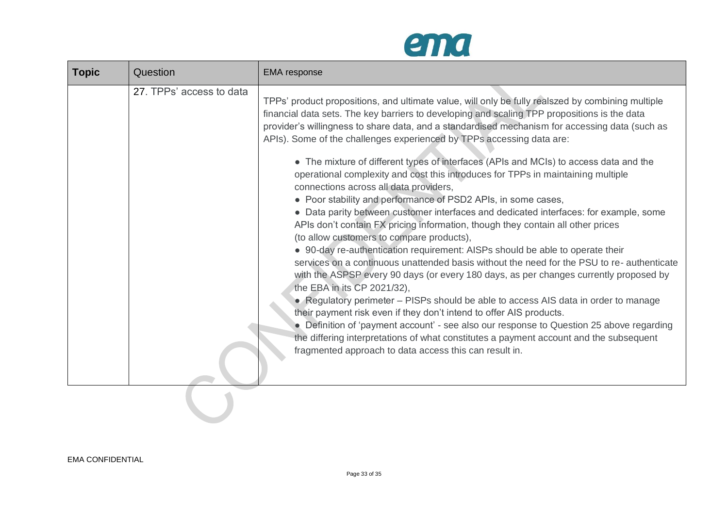| Topic | Question | EMA response |
| --- | --- | --- |
| | 27. TPPs' access to data | TPPs' product propositions, and ultimate value, will only be fully realszed by combining multiple financial data sets. The key barriers to developing and scaling TPP propositions is the data provider's willingness to share data, and a standardised mechanism for accessing data (such as APIs). Some of the challenges experienced by TPPs accessing data are:<br><br>• The mixture of different types of interfaces (APIs and MCIs) to access data and the operational complexity and cost this introduces for TPPs in maintaining multiple connections across all data providers,<br>• Poor stability and performance of PSD2 APIs, in some cases,<br>• Data parity between customer interfaces and dedicated interfaces: for example, some APIs don't contain FX pricing information, though they contain all other prices (to allow customers to compare products),<br>• 90-day re-authentication requirement: AISPs should be able to operate their services on a continuous unattended basis without the need for the PSU to re- authenticate with the ASPSP every 90 days (or every 180 days, as per changes currently proposed by the EBA in its CP 2021/32),<br>• Regulatory perimeter – PISPs should be able to access AIS data in order to manage their payment risk even if they don't intend to offer AIS products.<br>• Definition of 'payment account' - see also our response to Question 25 above regarding the differing interpretations of what constitutes a payment account and the subsequent fragmented approach to data access this can result in. |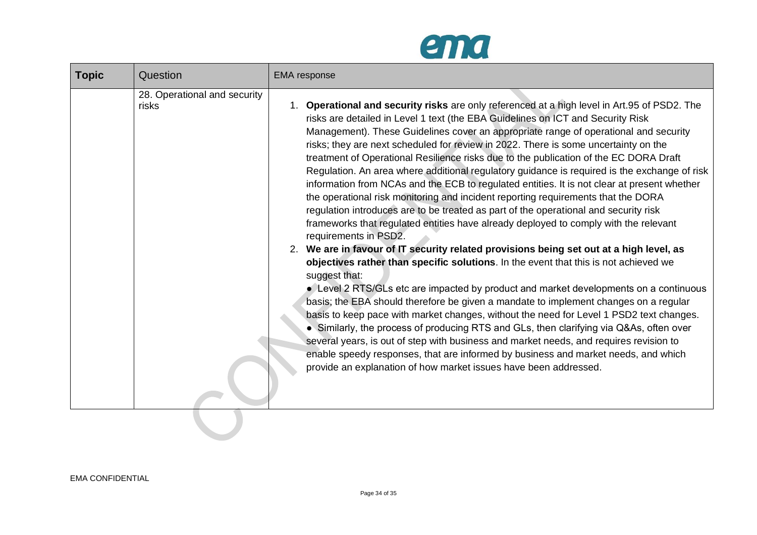| Topic | Question | EMA response |
| --- | --- | --- |
| | 28. Operational and security risks | 1. **Operational and security risks** are only referenced at a high level in Art.95 of PSD2. The risks are detailed in Level 1 text (the EBA Guidelines on ICT and Security Risk Management). These Guidelines cover an appropriate range of operational and security risks; they are next scheduled for review in 2022. There is some uncertainty on the treatment of Operational Resilience risks due to the publication of the EC DORA Draft Regulation. An area where additional regulatory guidance is required is the exchange of risk information from NCAs and the ECB to regulated entities. It is not clear at present whether the operational risk monitoring and incident reporting requirements that the DORA regulation introduces are to be treated as part of the operational and security risk frameworks that regulated entities have already deployed to comply with the relevant requirements in PSD2.<br>2. **We are in favour of IT security related provisions being set out at a high level, as objectives rather than specific solutions**. In the event that this is not achieved we suggest that:<br>● Level 2 RTS/GLs etc are impacted by product and market developments on a continuous basis; the EBA should therefore be given a mandate to implement changes on a regular basis to keep pace with market changes, without the need for Level 1 PSD2 text changes.<br>● Similarly, the process of producing RTS and GLs, then clarifying via Q&As, often over several years, is out of step with business and market needs, and requires revision to enable speedy responses, that are informed by business and market needs, and which provide an explanation of how market issues have been addressed. |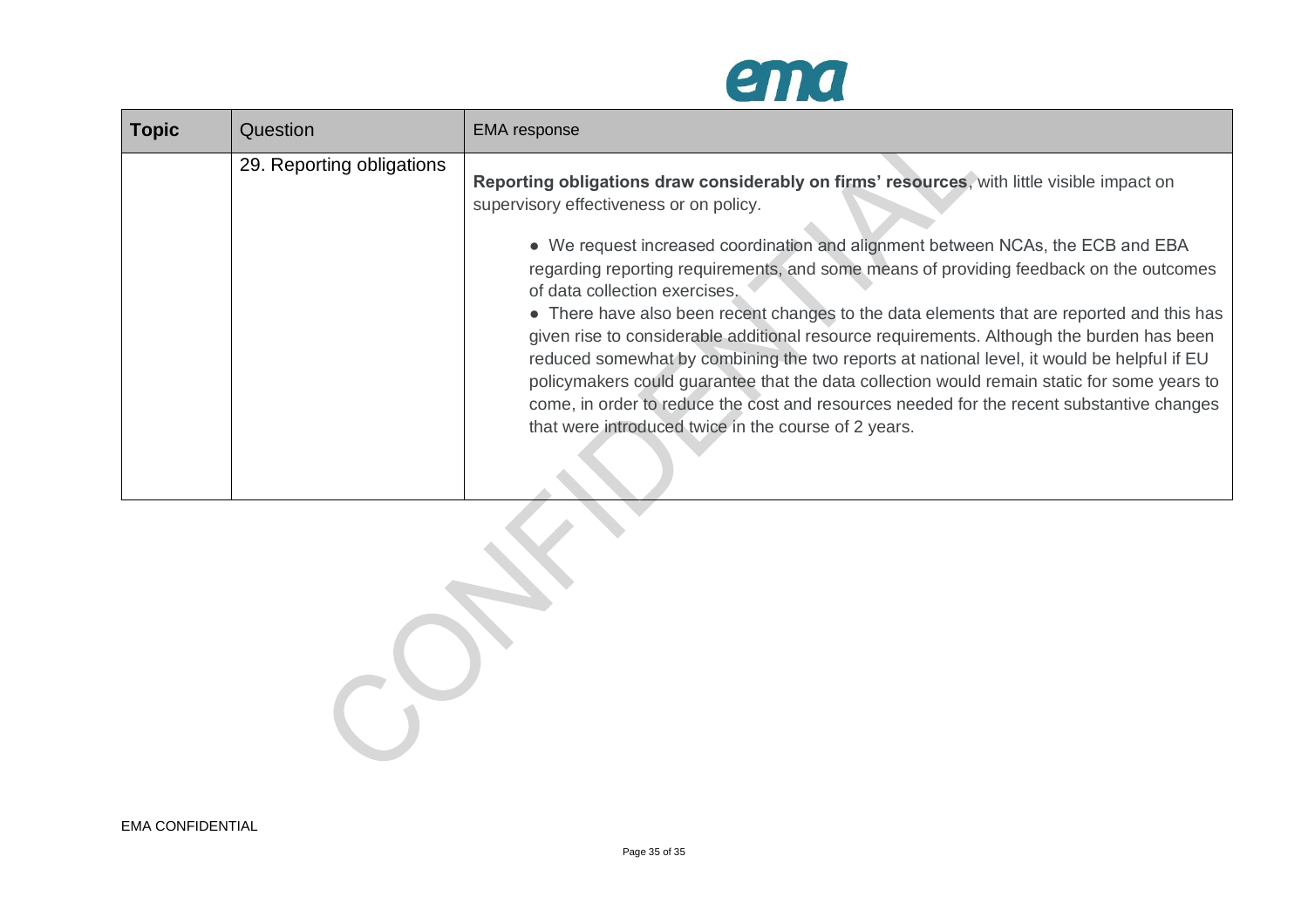| Topic | Question | EMA response |
|---|---|---|
| | 29. Reporting obligations | **Reporting obligations draw considerably on firms' resources**, with little visible impact on supervisory effectiveness or on policy.<br><br>• We request increased coordination and alignment between NCAs, the ECB and EBA regarding reporting requirements, and some means of providing feedback on the outcomes of data collection exercises.<br>• There have also been recent changes to the data elements that are reported and this has given rise to considerable additional resource requirements. Although the burden has been reduced somewhat by combining the two reports at national level, it would be helpful if EU policymakers could guarantee that the data collection would remain static for some years to come, in order to reduce the cost and resources needed for the recent substantive changes that were introduced twice in the course of 2 years. |

EMA CONFIDENTIAL